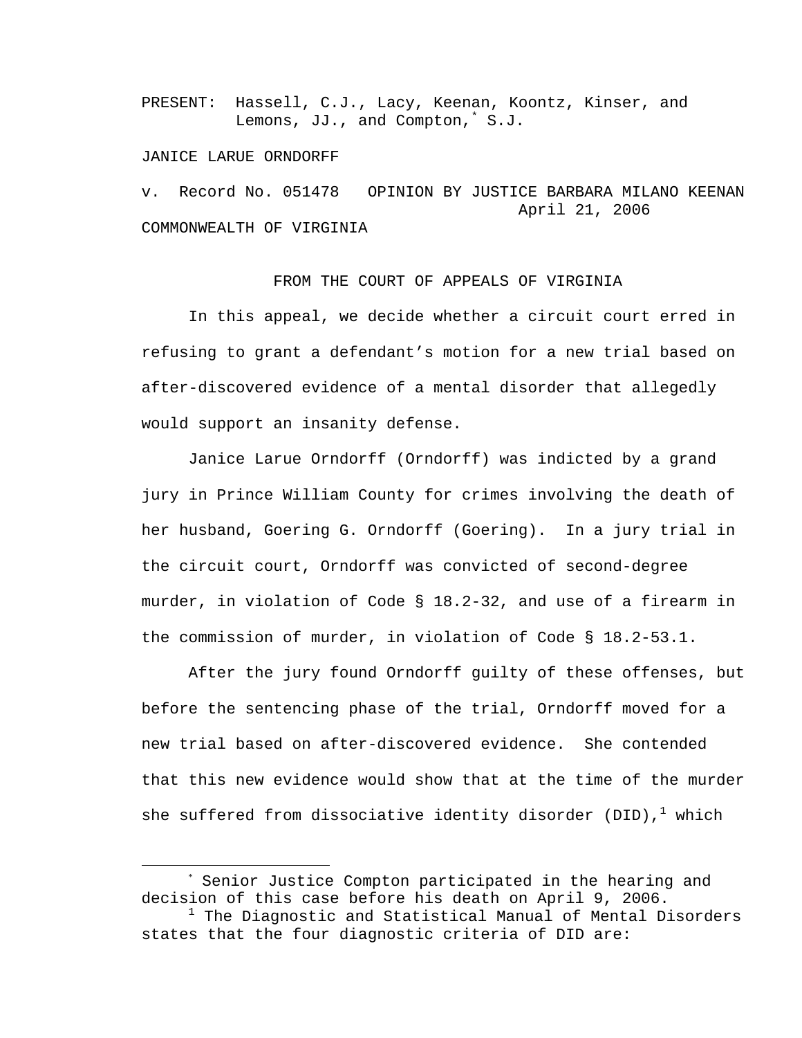PRESENT: Hassell, C.J., Lacy, Keenan, Koontz, Kinser, and Lemons, JJ., and Compton,[*] S.J.

JANICE LARUE ORNDORFF

v. Record No. 051478 OPINION BY JUSTICE BARBARA MILANO KEENAN
April 21, 2006

COMMONWEALTH OF VIRGINIA

FROM THE COURT OF APPEALS OF VIRGINIA

In this appeal, we decide whether a circuit court erred in refusing to grant a defendant's motion for a new trial based on after-discovered evidence of a mental disorder that allegedly would support an insanity defense.

Janice Larue Orndorff (Orndorff) was indicted by a grand jury in Prince William County for crimes involving the death of her husband, Goering G. Orndorff (Goering). In a jury trial in the circuit court, Orndorff was convicted of second-degree murder, in violation of Code § 18.2-32, and use of a firearm in the commission of murder, in violation of Code § 18.2-53.1.

After the jury found Orndorff guilty of these offenses, but before the sentencing phase of the trial, Orndorff moved for a new trial based on after-discovered evidence. She contended that this new evidence would show that at the time of the murder she suffered from dissociative identity disorder (DID),[1] which

---

[*] Senior Justice Compton participated in the hearing and decision of this case before his death on April 9, 2006.

[1] The Diagnostic and Statistical Manual of Mental Disorders states that the four diagnostic criteria of DID are: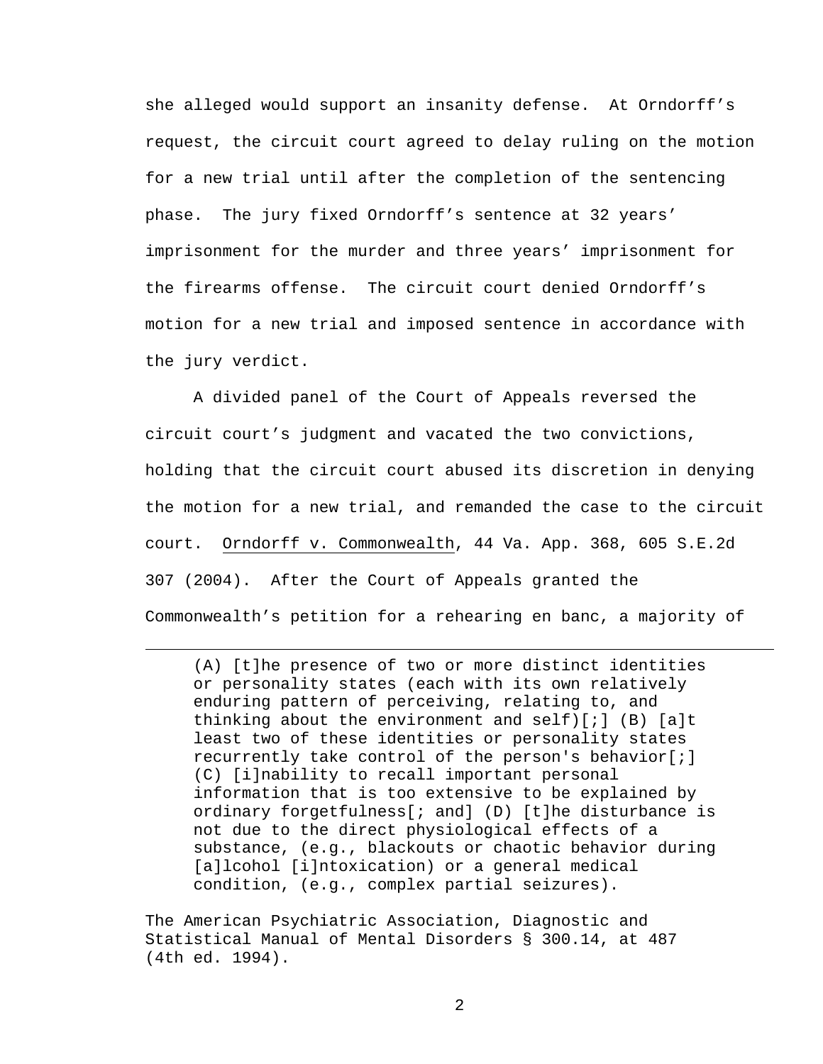she alleged would support an insanity defense. At Orndorff's request, the circuit court agreed to delay ruling on the motion for a new trial until after the completion of the sentencing phase. The jury fixed Orndorff's sentence at 32 years' imprisonment for the murder and three years' imprisonment for the firearms offense. The circuit court denied Orndorff's motion for a new trial and imposed sentence in accordance with the jury verdict.

A divided panel of the Court of Appeals reversed the circuit court's judgment and vacated the two convictions, holding that the circuit court abused its discretion in denying the motion for a new trial, and remanded the case to the circuit court. Orndorff v. Commonwealth, 44 Va. App. 368, 605 S.E.2d 307 (2004). After the Court of Appeals granted the Commonwealth's petition for a rehearing en banc, a majority of

---

> (A) [t]he presence of two or more distinct identities or personality states (each with its own relatively enduring pattern of perceiving, relating to, and thinking about the environment and self)[;] (B) [a]t least two of these identities or personality states recurrently take control of the person's behavior[;] (C) [i]nability to recall important personal information that is too extensive to be explained by ordinary forgetfulness[; and] (D) [t]he disturbance is not due to the direct physiological effects of a substance, (e.g., blackouts or chaotic behavior during [a]lcohol [i]ntoxication) or a general medical condition, (e.g., complex partial seizures).

The American Psychiatric Association, Diagnostic and Statistical Manual of Mental Disorders § 300.14, at 487 (4th ed. 1994).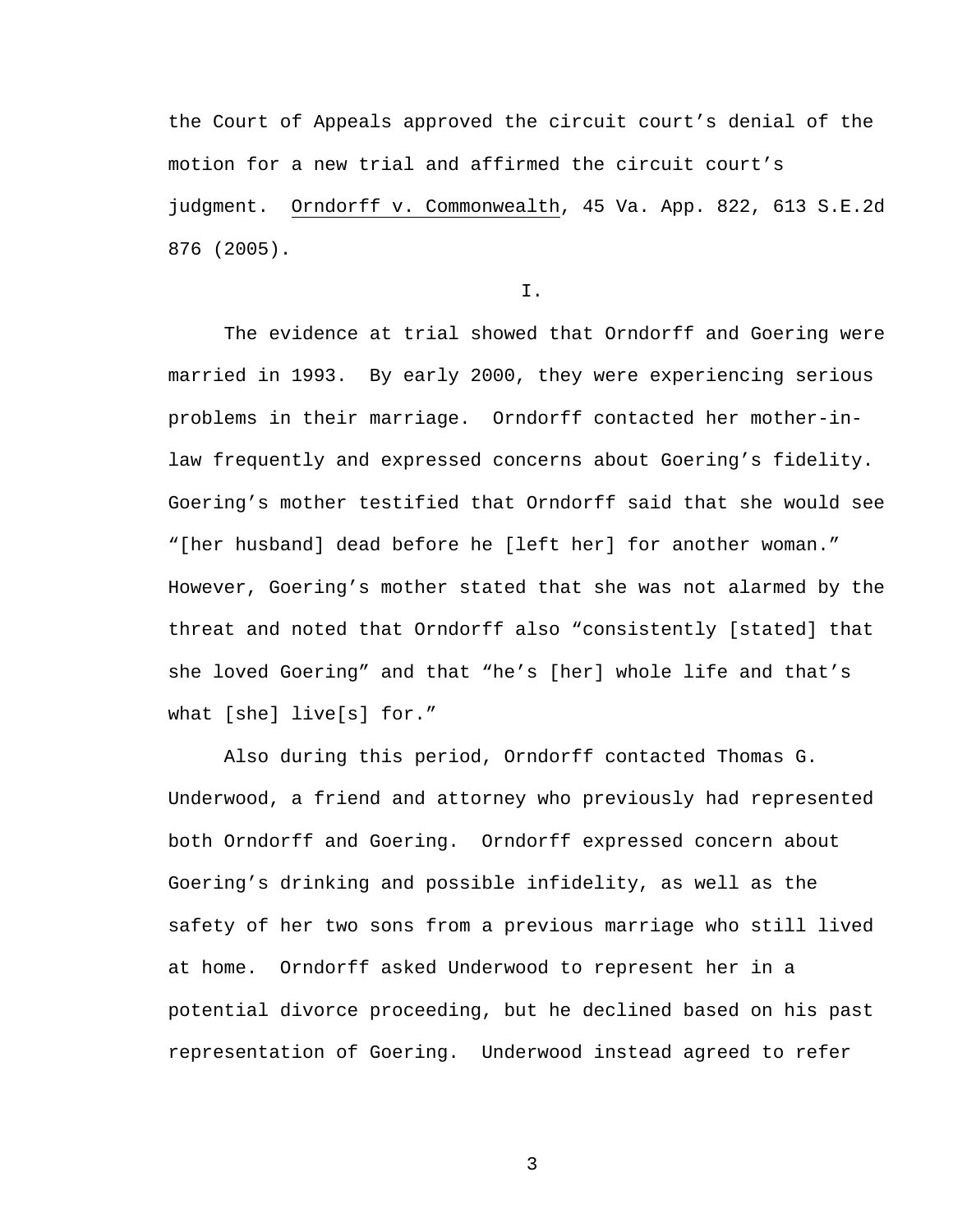the Court of Appeals approved the circuit court's denial of the motion for a new trial and affirmed the circuit court's judgment. Orndorff v. Commonwealth, 45 Va. App. 822, 613 S.E.2d 876 (2005).

I.

The evidence at trial showed that Orndorff and Goering were married in 1993. By early 2000, they were experiencing serious problems in their marriage. Orndorff contacted her mother-in-law frequently and expressed concerns about Goering's fidelity. Goering's mother testified that Orndorff said that she would see "[her husband] dead before he [left her] for another woman." However, Goering's mother stated that she was not alarmed by the threat and noted that Orndorff also "consistently [stated] that she loved Goering" and that "he's [her] whole life and that's what [she] live[s] for."

Also during this period, Orndorff contacted Thomas G. Underwood, a friend and attorney who previously had represented both Orndorff and Goering. Orndorff expressed concern about Goering's drinking and possible infidelity, as well as the safety of her two sons from a previous marriage who still lived at home. Orndorff asked Underwood to represent her in a potential divorce proceeding, but he declined based on his past representation of Goering. Underwood instead agreed to refer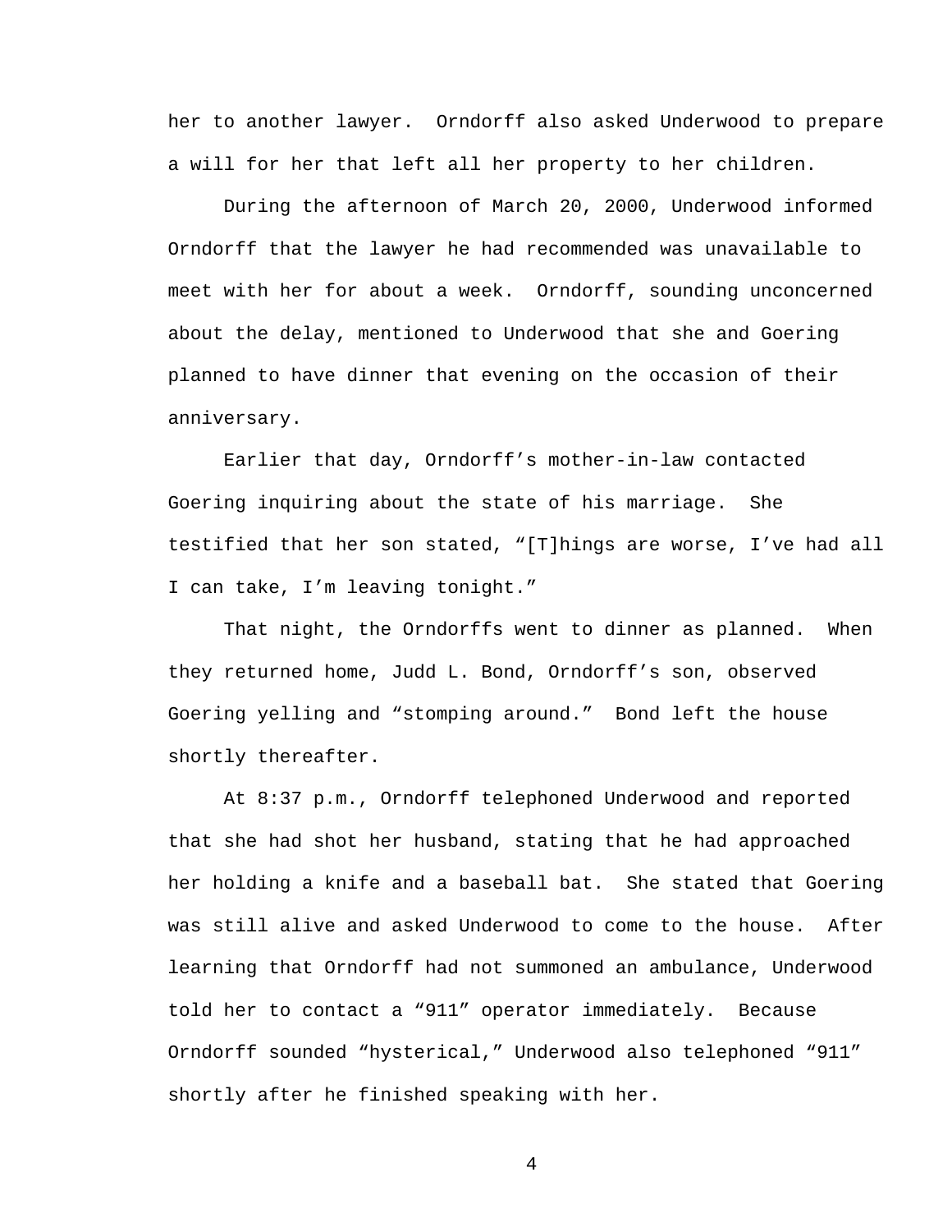her to another lawyer. Orndorff also asked Underwood to prepare a will for her that left all her property to her children.

During the afternoon of March 20, 2000, Underwood informed Orndorff that the lawyer he had recommended was unavailable to meet with her for about a week. Orndorff, sounding unconcerned about the delay, mentioned to Underwood that she and Goering planned to have dinner that evening on the occasion of their anniversary.

Earlier that day, Orndorff's mother-in-law contacted Goering inquiring about the state of his marriage. She testified that her son stated, "[T]hings are worse, I've had all I can take, I'm leaving tonight."

That night, the Orndorffs went to dinner as planned. When they returned home, Judd L. Bond, Orndorff's son, observed Goering yelling and "stomping around." Bond left the house shortly thereafter.

At 8:37 p.m., Orndorff telephoned Underwood and reported that she had shot her husband, stating that he had approached her holding a knife and a baseball bat. She stated that Goering was still alive and asked Underwood to come to the house. After learning that Orndorff had not summoned an ambulance, Underwood told her to contact a "911" operator immediately. Because Orndorff sounded "hysterical," Underwood also telephoned "911" shortly after he finished speaking with her.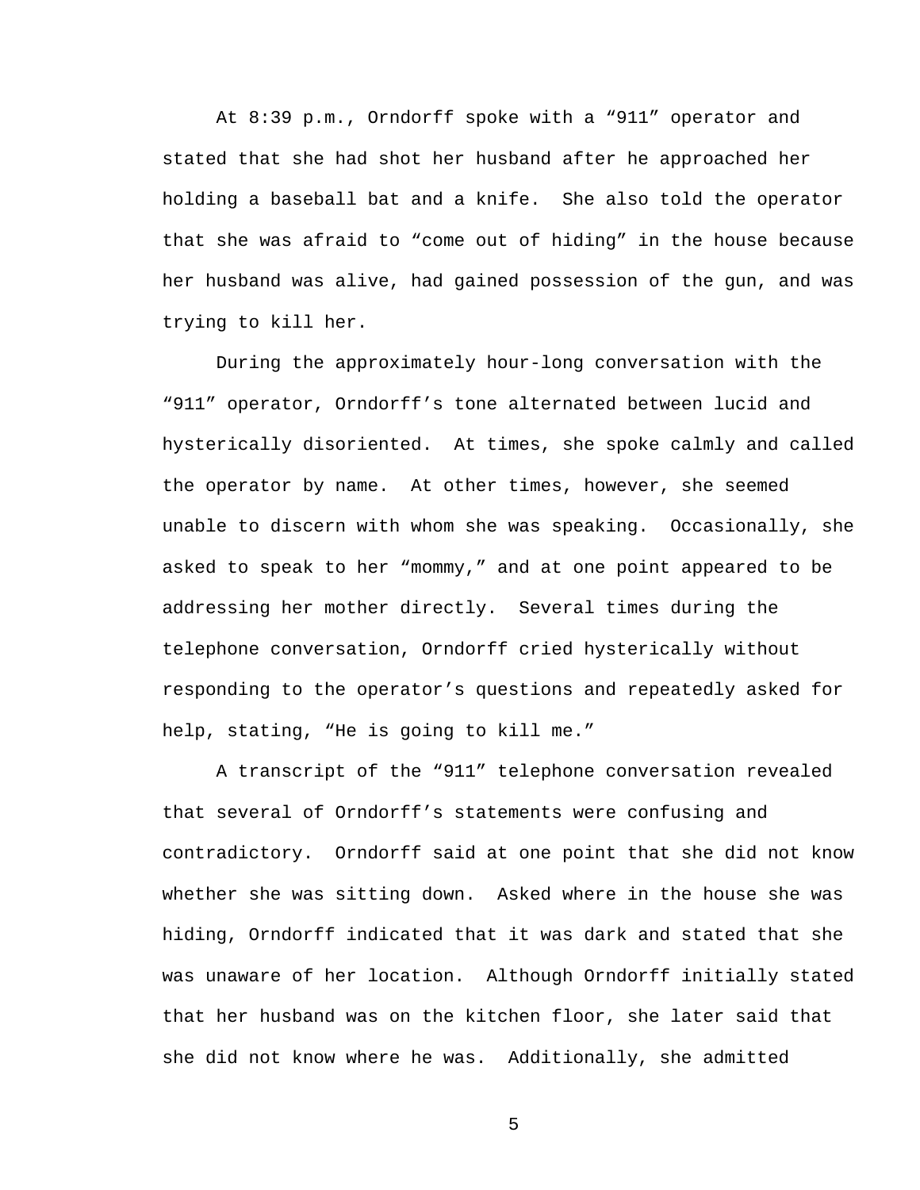At 8:39 p.m., Orndorff spoke with a "911" operator and stated that she had shot her husband after he approached her holding a baseball bat and a knife. She also told the operator that she was afraid to "come out of hiding" in the house because her husband was alive, had gained possession of the gun, and was trying to kill her.

During the approximately hour-long conversation with the "911" operator, Orndorff's tone alternated between lucid and hysterically disoriented. At times, she spoke calmly and called the operator by name. At other times, however, she seemed unable to discern with whom she was speaking. Occasionally, she asked to speak to her "mommy," and at one point appeared to be addressing her mother directly. Several times during the telephone conversation, Orndorff cried hysterically without responding to the operator's questions and repeatedly asked for help, stating, "He is going to kill me."

A transcript of the "911" telephone conversation revealed that several of Orndorff's statements were confusing and contradictory. Orndorff said at one point that she did not know whether she was sitting down. Asked where in the house she was hiding, Orndorff indicated that it was dark and stated that she was unaware of her location. Although Orndorff initially stated that her husband was on the kitchen floor, she later said that she did not know where he was. Additionally, she admitted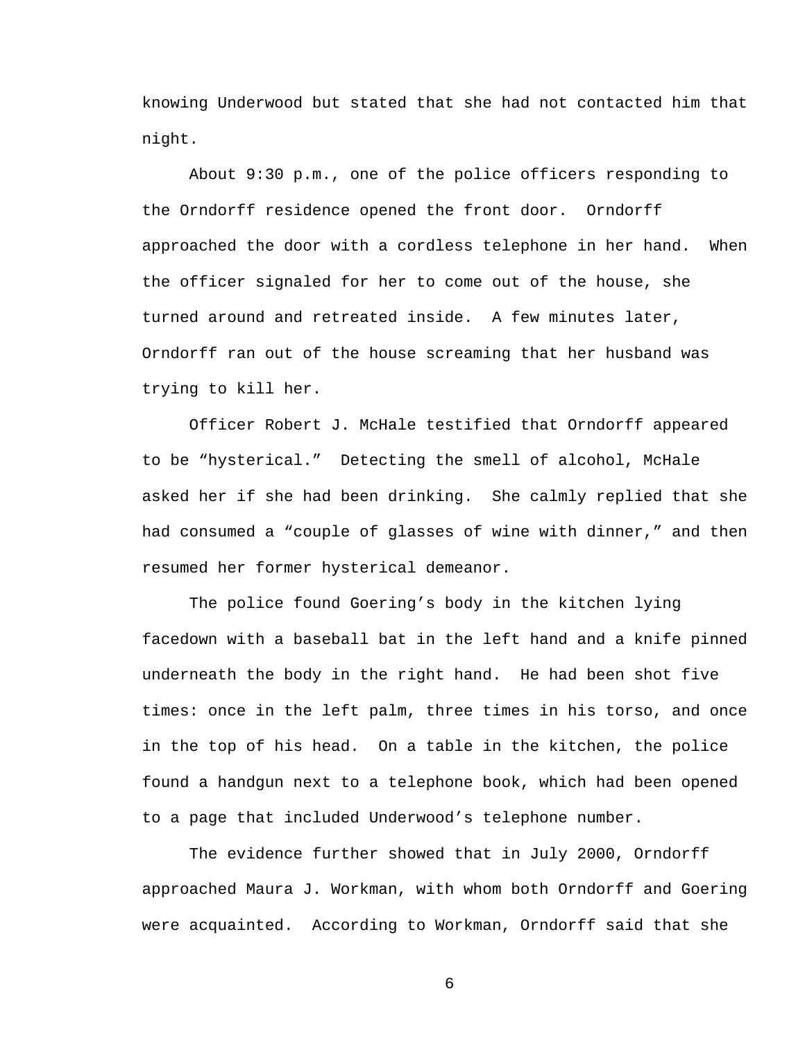knowing Underwood but stated that she had not contacted him that night.

About 9:30 p.m., one of the police officers responding to the Orndorff residence opened the front door. Orndorff approached the door with a cordless telephone in her hand. When the officer signaled for her to come out of the house, she turned around and retreated inside. A few minutes later, Orndorff ran out of the house screaming that her husband was trying to kill her.

Officer Robert J. McHale testified that Orndorff appeared to be "hysterical." Detecting the smell of alcohol, McHale asked her if she had been drinking. She calmly replied that she had consumed a "couple of glasses of wine with dinner," and then resumed her former hysterical demeanor.

The police found Goering's body in the kitchen lying facedown with a baseball bat in the left hand and a knife pinned underneath the body in the right hand. He had been shot five times: once in the left palm, three times in his torso, and once in the top of his head. On a table in the kitchen, the police found a handgun next to a telephone book, which had been opened to a page that included Underwood's telephone number.

The evidence further showed that in July 2000, Orndorff approached Maura J. Workman, with whom both Orndorff and Goering were acquainted. According to Workman, Orndorff said that she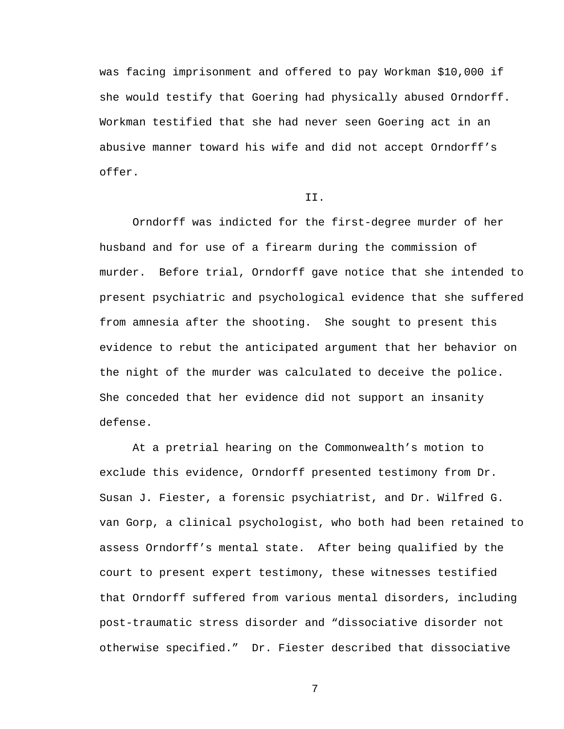was facing imprisonment and offered to pay Workman $10,000 if she would testify that Goering had physically abused Orndorff. Workman testified that she had never seen Goering act in an abusive manner toward his wife and did not accept Orndorff's offer.

## II.

Orndorff was indicted for the first-degree murder of her husband and for use of a firearm during the commission of murder. Before trial, Orndorff gave notice that she intended to present psychiatric and psychological evidence that she suffered from amnesia after the shooting. She sought to present this evidence to rebut the anticipated argument that her behavior on the night of the murder was calculated to deceive the police. She conceded that her evidence did not support an insanity defense.

At a pretrial hearing on the Commonwealth's motion to exclude this evidence, Orndorff presented testimony from Dr. Susan J. Fiester, a forensic psychiatrist, and Dr. Wilfred G. van Gorp, a clinical psychologist, who both had been retained to assess Orndorff's mental state. After being qualified by the court to present expert testimony, these witnesses testified that Orndorff suffered from various mental disorders, including post-traumatic stress disorder and "dissociative disorder not otherwise specified." Dr. Fiester described that dissociative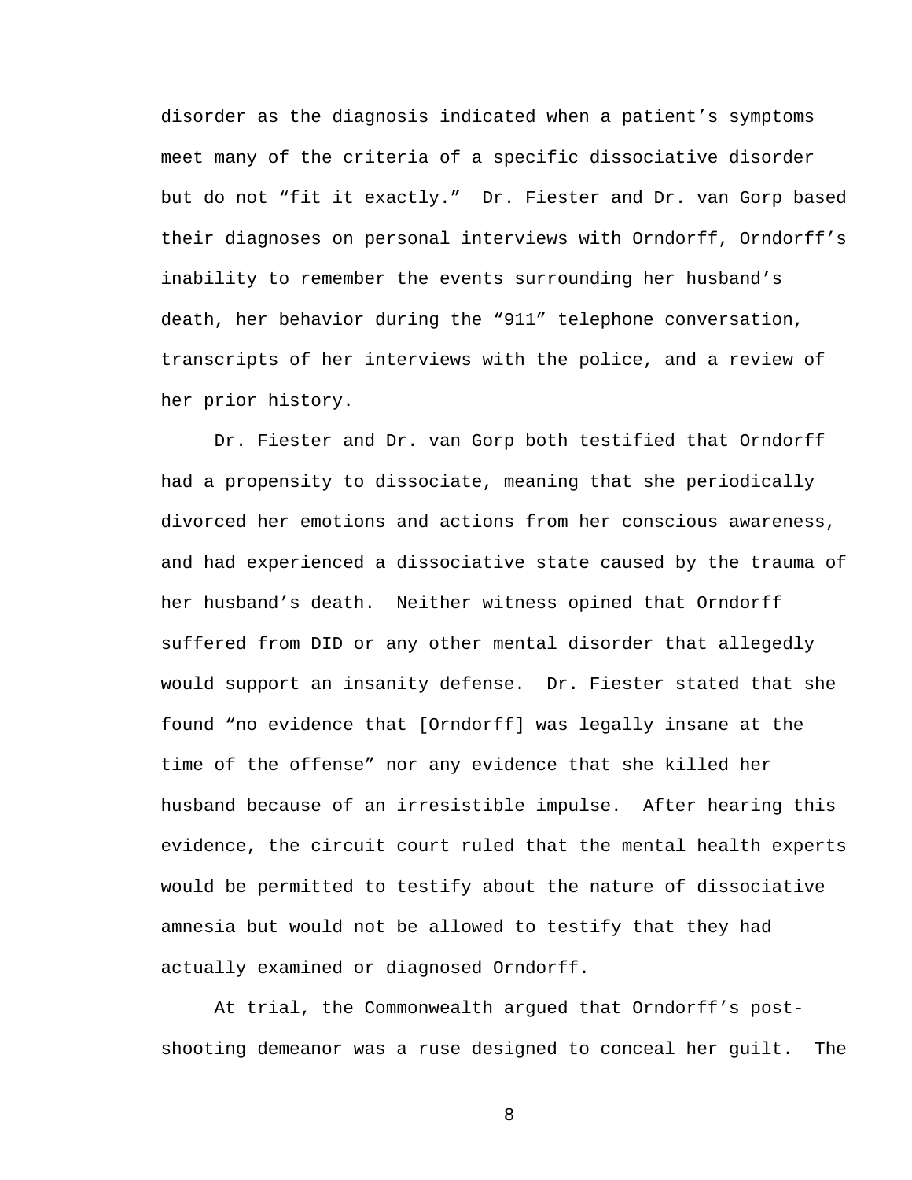disorder as the diagnosis indicated when a patient's symptoms meet many of the criteria of a specific dissociative disorder but do not "fit it exactly." Dr. Fiester and Dr. van Gorp based their diagnoses on personal interviews with Orndorff, Orndorff's inability to remember the events surrounding her husband's death, her behavior during the "911" telephone conversation, transcripts of her interviews with the police, and a review of her prior history.

Dr. Fiester and Dr. van Gorp both testified that Orndorff had a propensity to dissociate, meaning that she periodically divorced her emotions and actions from her conscious awareness, and had experienced a dissociative state caused by the trauma of her husband's death. Neither witness opined that Orndorff suffered from DID or any other mental disorder that allegedly would support an insanity defense. Dr. Fiester stated that she found "no evidence that [Orndorff] was legally insane at the time of the offense" nor any evidence that she killed her husband because of an irresistible impulse. After hearing this evidence, the circuit court ruled that the mental health experts would be permitted to testify about the nature of dissociative amnesia but would not be allowed to testify that they had actually examined or diagnosed Orndorff.

At trial, the Commonwealth argued that Orndorff's post-shooting demeanor was a ruse designed to conceal her guilt. The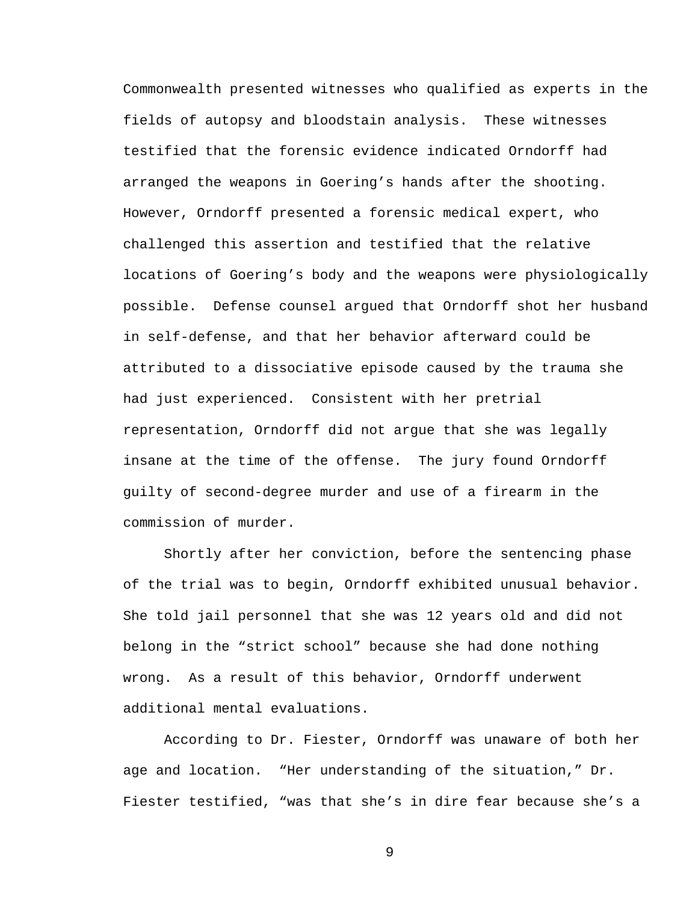Commonwealth presented witnesses who qualified as experts in the fields of autopsy and bloodstain analysis. These witnesses testified that the forensic evidence indicated Orndorff had arranged the weapons in Goering's hands after the shooting. However, Orndorff presented a forensic medical expert, who challenged this assertion and testified that the relative locations of Goering's body and the weapons were physiologically possible. Defense counsel argued that Orndorff shot her husband in self-defense, and that her behavior afterward could be attributed to a dissociative episode caused by the trauma she had just experienced. Consistent with her pretrial representation, Orndorff did not argue that she was legally insane at the time of the offense. The jury found Orndorff guilty of second-degree murder and use of a firearm in the commission of murder.

Shortly after her conviction, before the sentencing phase of the trial was to begin, Orndorff exhibited unusual behavior. She told jail personnel that she was 12 years old and did not belong in the "strict school" because she had done nothing wrong. As a result of this behavior, Orndorff underwent additional mental evaluations.

According to Dr. Fiester, Orndorff was unaware of both her age and location. "Her understanding of the situation," Dr. Fiester testified, "was that she's in dire fear because she's a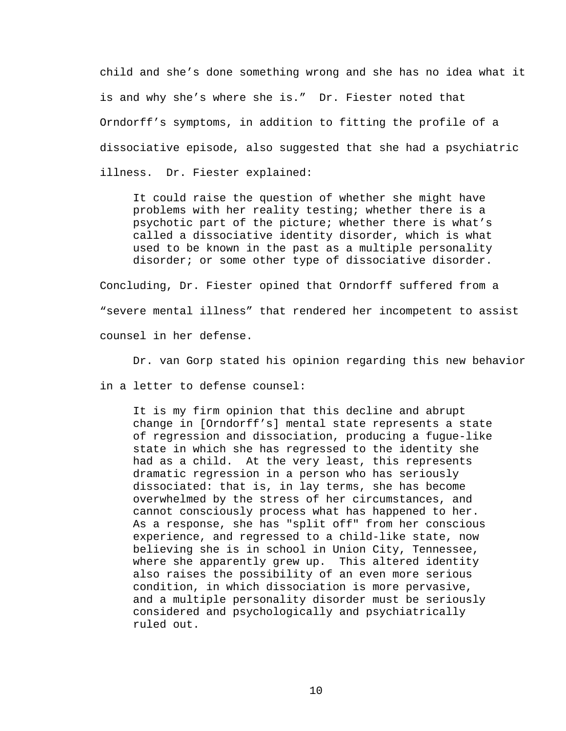child and she's done something wrong and she has no idea what it is and why she's where she is." Dr. Fiester noted that Orndorff's symptoms, in addition to fitting the profile of a dissociative episode, also suggested that she had a psychiatric illness. Dr. Fiester explained:

> It could raise the question of whether she might have problems with her reality testing; whether there is a psychotic part of the picture; whether there is what's called a dissociative identity disorder, which is what used to be known in the past as a multiple personality disorder; or some other type of dissociative disorder.

Concluding, Dr. Fiester opined that Orndorff suffered from a "severe mental illness" that rendered her incompetent to assist counsel in her defense.

Dr. van Gorp stated his opinion regarding this new behavior in a letter to defense counsel:

> It is my firm opinion that this decline and abrupt change in [Orndorff's] mental state represents a state of regression and dissociation, producing a fugue-like state in which she has regressed to the identity she had as a child. At the very least, this represents dramatic regression in a person who has seriously dissociated: that is, in lay terms, she has become overwhelmed by the stress of her circumstances, and cannot consciously process what has happened to her. As a response, she has "split off" from her conscious experience, and regressed to a child-like state, now believing she is in school in Union City, Tennessee, where she apparently grew up. This altered identity also raises the possibility of an even more serious condition, in which dissociation is more pervasive, and a multiple personality disorder must be seriously considered and psychologically and psychiatrically ruled out.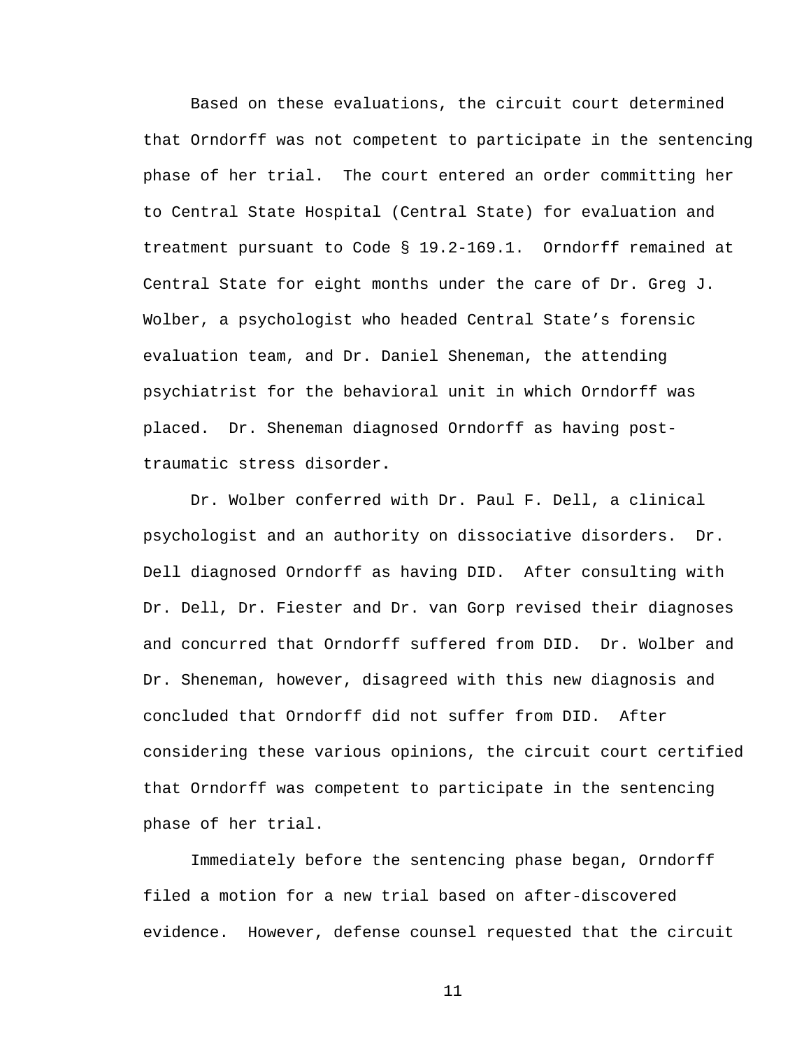Based on these evaluations, the circuit court determined that Orndorff was not competent to participate in the sentencing phase of her trial. The court entered an order committing her to Central State Hospital (Central State) for evaluation and treatment pursuant to Code § 19.2-169.1. Orndorff remained at Central State for eight months under the care of Dr. Greg J. Wolber, a psychologist who headed Central State's forensic evaluation team, and Dr. Daniel Sheneman, the attending psychiatrist for the behavioral unit in which Orndorff was placed. Dr. Sheneman diagnosed Orndorff as having post-traumatic stress disorder.

Dr. Wolber conferred with Dr. Paul F. Dell, a clinical psychologist and an authority on dissociative disorders. Dr. Dell diagnosed Orndorff as having DID. After consulting with Dr. Dell, Dr. Fiester and Dr. van Gorp revised their diagnoses and concurred that Orndorff suffered from DID. Dr. Wolber and Dr. Sheneman, however, disagreed with this new diagnosis and concluded that Orndorff did not suffer from DID. After considering these various opinions, the circuit court certified that Orndorff was competent to participate in the sentencing phase of her trial.

Immediately before the sentencing phase began, Orndorff filed a motion for a new trial based on after-discovered evidence. However, defense counsel requested that the circuit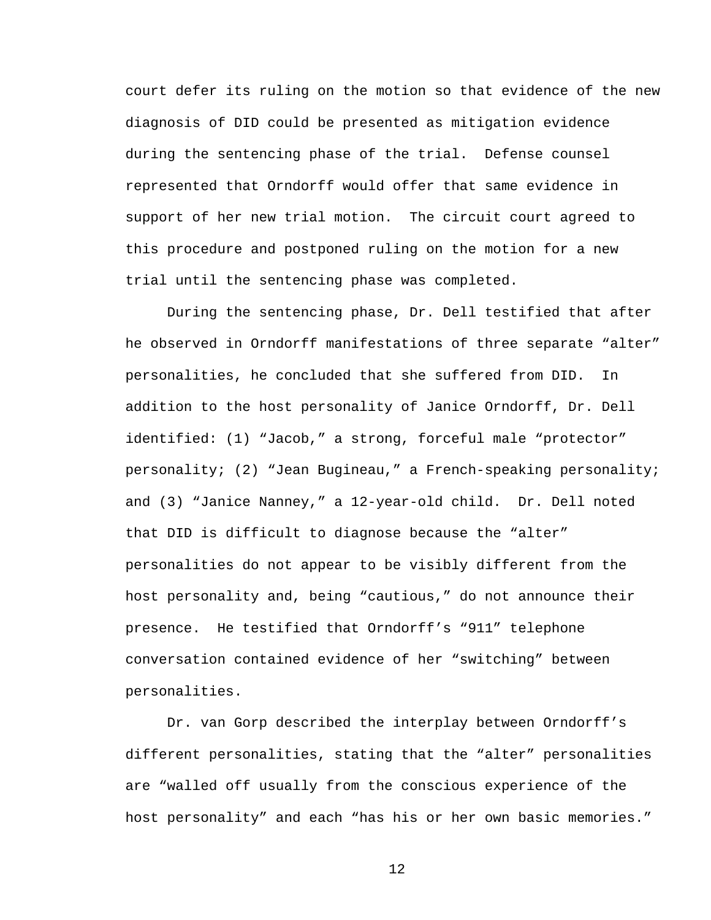court defer its ruling on the motion so that evidence of the new diagnosis of DID could be presented as mitigation evidence during the sentencing phase of the trial. Defense counsel represented that Orndorff would offer that same evidence in support of her new trial motion. The circuit court agreed to this procedure and postponed ruling on the motion for a new trial until the sentencing phase was completed.

During the sentencing phase, Dr. Dell testified that after he observed in Orndorff manifestations of three separate “alter” personalities, he concluded that she suffered from DID. In addition to the host personality of Janice Orndorff, Dr. Dell identified: (1) “Jacob,” a strong, forceful male “protector” personality; (2) “Jean Bugineau,” a French-speaking personality; and (3) “Janice Nanney,” a 12-year-old child. Dr. Dell noted that DID is difficult to diagnose because the “alter” personalities do not appear to be visibly different from the host personality and, being “cautious,” do not announce their presence. He testified that Orndorff’s “911” telephone conversation contained evidence of her “switching” between personalities.

Dr. van Gorp described the interplay between Orndorff’s different personalities, stating that the “alter” personalities are “walled off usually from the conscious experience of the host personality” and each “has his or her own basic memories.”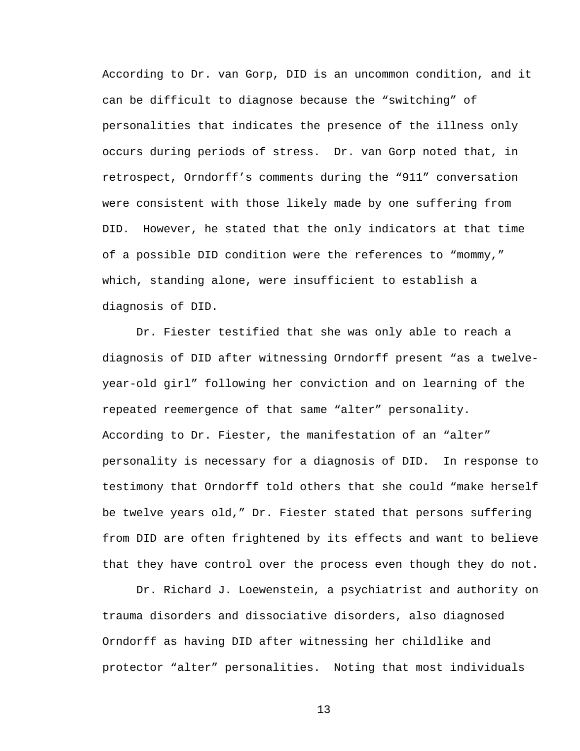According to Dr. van Gorp, DID is an uncommon condition, and it can be difficult to diagnose because the “switching” of personalities that indicates the presence of the illness only occurs during periods of stress. Dr. van Gorp noted that, in retrospect, Orndorff’s comments during the “911” conversation were consistent with those likely made by one suffering from DID. However, he stated that the only indicators at that time of a possible DID condition were the references to “mommy,” which, standing alone, were insufficient to establish a diagnosis of DID.

Dr. Fiester testified that she was only able to reach a diagnosis of DID after witnessing Orndorff present “as a twelve-year-old girl” following her conviction and on learning of the repeated reemergence of that same “alter” personality. According to Dr. Fiester, the manifestation of an “alter” personality is necessary for a diagnosis of DID. In response to testimony that Orndorff told others that she could “make herself be twelve years old,” Dr. Fiester stated that persons suffering from DID are often frightened by its effects and want to believe that they have control over the process even though they do not.

Dr. Richard J. Loewenstein, a psychiatrist and authority on trauma disorders and dissociative disorders, also diagnosed Orndorff as having DID after witnessing her childlike and protector “alter” personalities. Noting that most individuals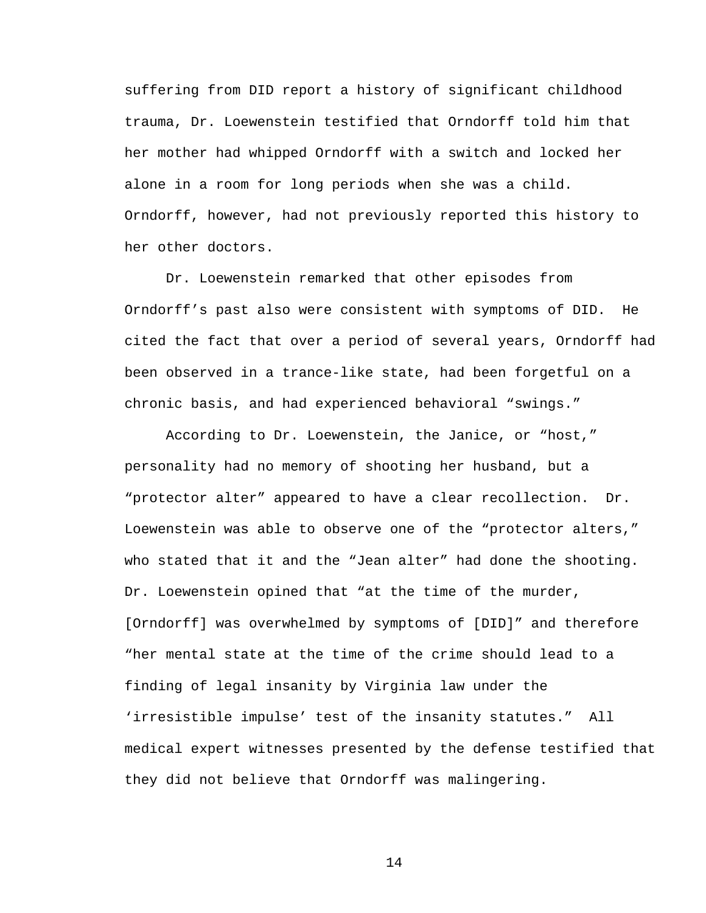suffering from DID report a history of significant childhood trauma, Dr. Loewenstein testified that Orndorff told him that her mother had whipped Orndorff with a switch and locked her alone in a room for long periods when she was a child. Orndorff, however, had not previously reported this history to her other doctors.

Dr. Loewenstein remarked that other episodes from Orndorff's past also were consistent with symptoms of DID. He cited the fact that over a period of several years, Orndorff had been observed in a trance-like state, had been forgetful on a chronic basis, and had experienced behavioral "swings."

According to Dr. Loewenstein, the Janice, or "host," personality had no memory of shooting her husband, but a "protector alter" appeared to have a clear recollection. Dr. Loewenstein was able to observe one of the "protector alters," who stated that it and the "Jean alter" had done the shooting. Dr. Loewenstein opined that "at the time of the murder, [Orndorff] was overwhelmed by symptoms of [DID]" and therefore "her mental state at the time of the crime should lead to a finding of legal insanity by Virginia law under the 'irresistible impulse' test of the insanity statutes." All medical expert witnesses presented by the defense testified that they did not believe that Orndorff was malingering.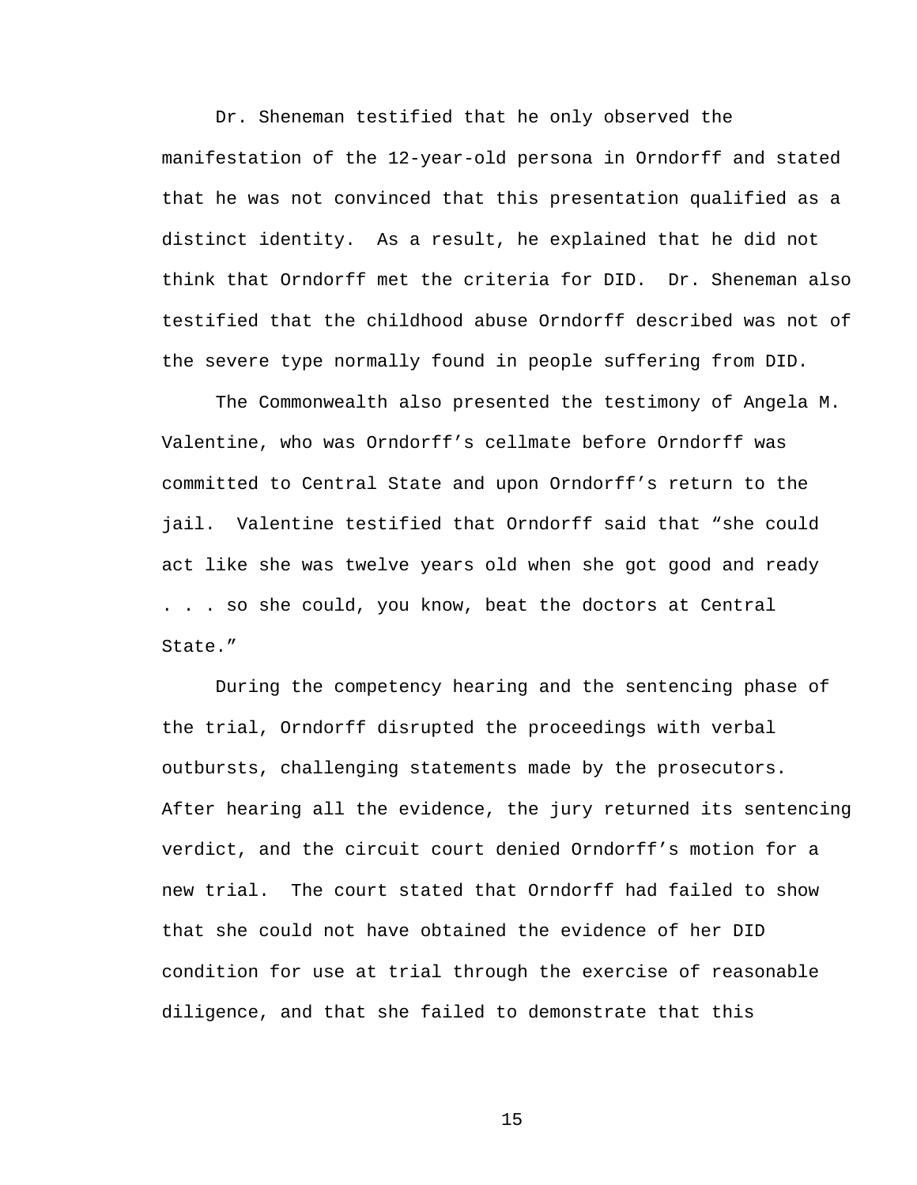Dr. Sheneman testified that he only observed the manifestation of the 12-year-old persona in Orndorff and stated that he was not convinced that this presentation qualified as a distinct identity. As a result, he explained that he did not think that Orndorff met the criteria for DID. Dr. Sheneman also testified that the childhood abuse Orndorff described was not of the severe type normally found in people suffering from DID.

The Commonwealth also presented the testimony of Angela M. Valentine, who was Orndorff's cellmate before Orndorff was committed to Central State and upon Orndorff's return to the jail. Valentine testified that Orndorff said that "she could act like she was twelve years old when she got good and ready . . . so she could, you know, beat the doctors at Central State."

During the competency hearing and the sentencing phase of the trial, Orndorff disrupted the proceedings with verbal outbursts, challenging statements made by the prosecutors. After hearing all the evidence, the jury returned its sentencing verdict, and the circuit court denied Orndorff's motion for a new trial. The court stated that Orndorff had failed to show that she could not have obtained the evidence of her DID condition for use at trial through the exercise of reasonable diligence, and that she failed to demonstrate that this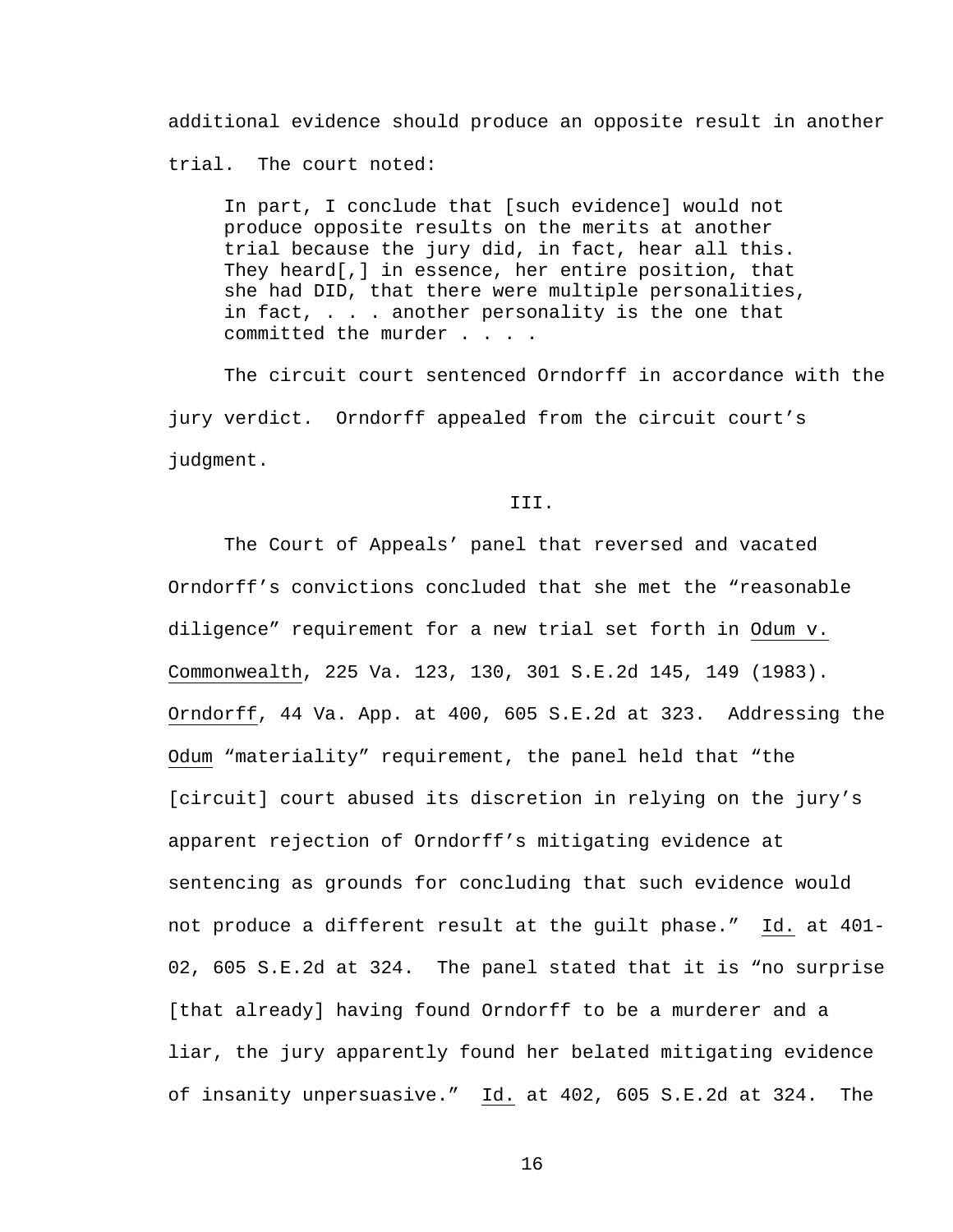additional evidence should produce an opposite result in another trial. The court noted:

> In part, I conclude that [such evidence] would not produce opposite results on the merits at another trial because the jury did, in fact, hear all this. They heard[,] in essence, her entire position, that she had DID, that there were multiple personalities, in fact, . . . another personality is the one that committed the murder . . . .

The circuit court sentenced Orndorff in accordance with the jury verdict. Orndorff appealed from the circuit court's judgment.

### III.

The Court of Appeals' panel that reversed and vacated Orndorff's convictions concluded that she met the "reasonable diligence" requirement for a new trial set forth in Odum v. Commonwealth, 225 Va. 123, 130, 301 S.E.2d 145, 149 (1983). Orndorff, 44 Va. App. at 400, 605 S.E.2d at 323. Addressing the Odum "materiality" requirement, the panel held that "the [circuit] court abused its discretion in relying on the jury's apparent rejection of Orndorff's mitigating evidence at sentencing as grounds for concluding that such evidence would not produce a different result at the guilt phase." Id. at 401-02, 605 S.E.2d at 324. The panel stated that it is "no surprise [that already] having found Orndorff to be a murderer and a liar, the jury apparently found her belated mitigating evidence of insanity unpersuasive." Id. at 402, 605 S.E.2d at 324. The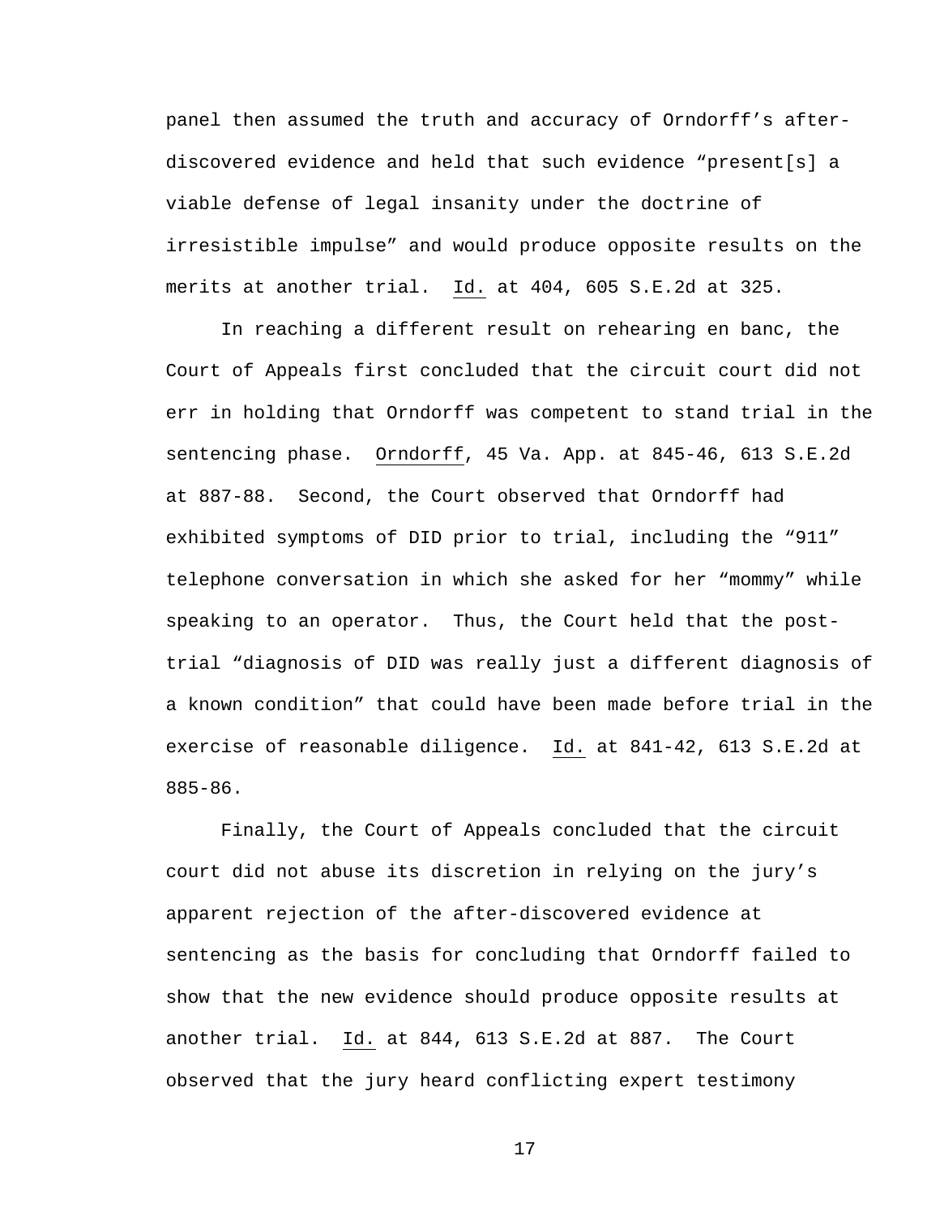panel then assumed the truth and accuracy of Orndorff's after-discovered evidence and held that such evidence "present[s] a viable defense of legal insanity under the doctrine of irresistible impulse" and would produce opposite results on the merits at another trial. Id. at 404, 605 S.E.2d at 325.

In reaching a different result on rehearing en banc, the Court of Appeals first concluded that the circuit court did not err in holding that Orndorff was competent to stand trial in the sentencing phase. Orndorff, 45 Va. App. at 845-46, 613 S.E.2d at 887-88. Second, the Court observed that Orndorff had exhibited symptoms of DID prior to trial, including the "911" telephone conversation in which she asked for her "mommy" while speaking to an operator. Thus, the Court held that the post-trial "diagnosis of DID was really just a different diagnosis of a known condition" that could have been made before trial in the exercise of reasonable diligence. Id. at 841-42, 613 S.E.2d at 885-86.

Finally, the Court of Appeals concluded that the circuit court did not abuse its discretion in relying on the jury's apparent rejection of the after-discovered evidence at sentencing as the basis for concluding that Orndorff failed to show that the new evidence should produce opposite results at another trial. Id. at 844, 613 S.E.2d at 887. The Court observed that the jury heard conflicting expert testimony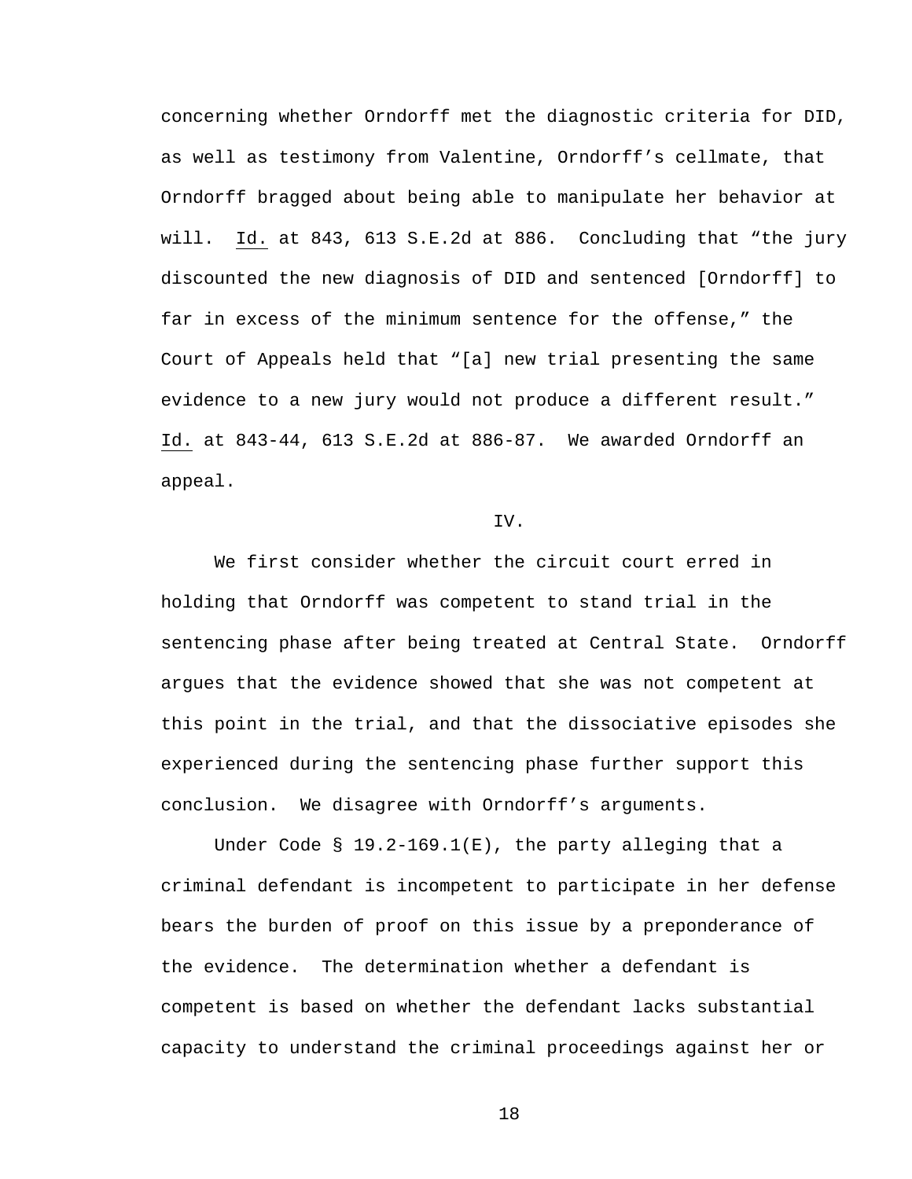concerning whether Orndorff met the diagnostic criteria for DID, as well as testimony from Valentine, Orndorff's cellmate, that Orndorff bragged about being able to manipulate her behavior at will. Id. at 843, 613 S.E.2d at 886. Concluding that "the jury discounted the new diagnosis of DID and sentenced [Orndorff] to far in excess of the minimum sentence for the offense," the Court of Appeals held that "[a] new trial presenting the same evidence to a new jury would not produce a different result." Id. at 843-44, 613 S.E.2d at 886-87. We awarded Orndorff an appeal.

## IV.

We first consider whether the circuit court erred in holding that Orndorff was competent to stand trial in the sentencing phase after being treated at Central State. Orndorff argues that the evidence showed that she was not competent at this point in the trial, and that the dissociative episodes she experienced during the sentencing phase further support this conclusion. We disagree with Orndorff's arguments.

Under Code § 19.2-169.1(E), the party alleging that a criminal defendant is incompetent to participate in her defense bears the burden of proof on this issue by a preponderance of the evidence. The determination whether a defendant is competent is based on whether the defendant lacks substantial capacity to understand the criminal proceedings against her or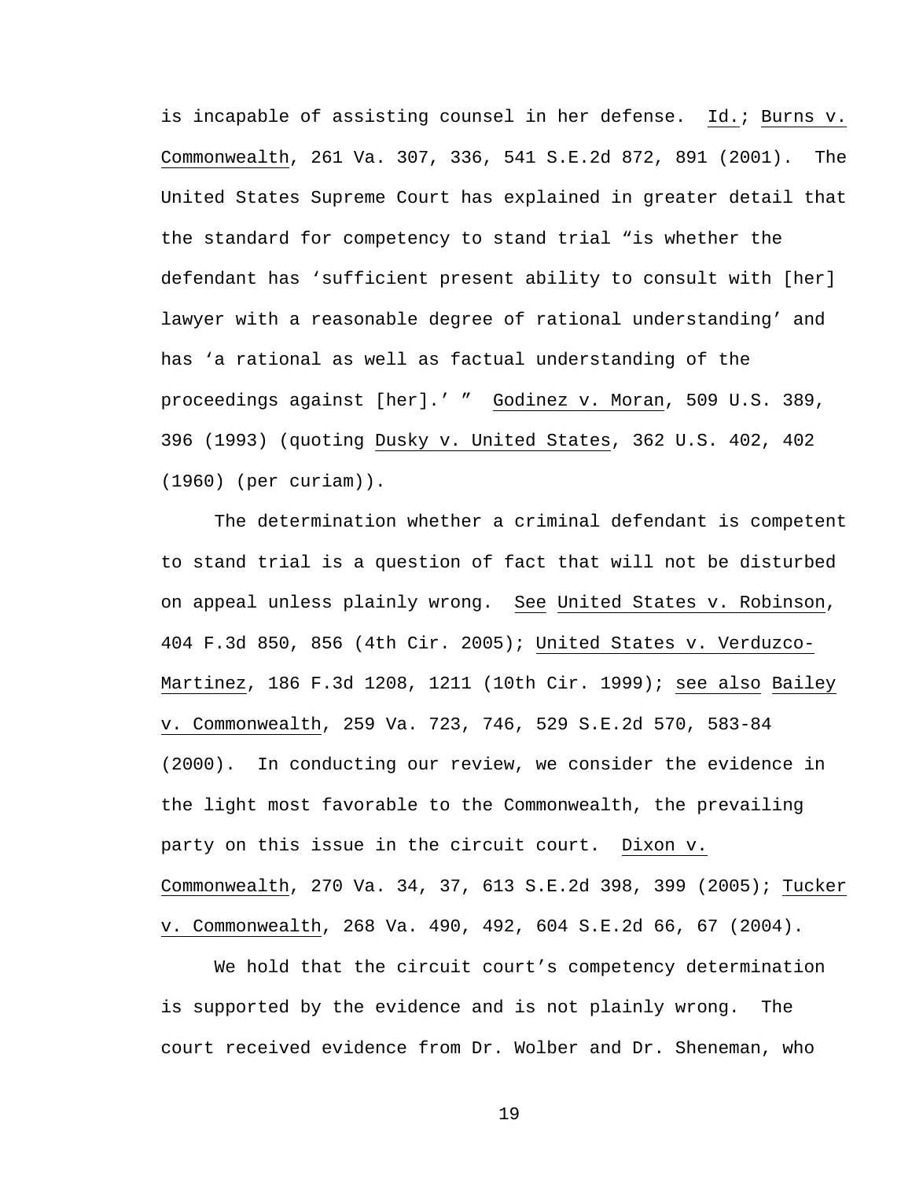is incapable of assisting counsel in her defense. Id.; Burns v. Commonwealth, 261 Va. 307, 336, 541 S.E.2d 872, 891 (2001). The United States Supreme Court has explained in greater detail that the standard for competency to stand trial "is whether the defendant has 'sufficient present ability to consult with [her] lawyer with a reasonable degree of rational understanding' and has 'a rational as well as factual understanding of the proceedings against [her].' " Godinez v. Moran, 509 U.S. 389, 396 (1993) (quoting Dusky v. United States, 362 U.S. 402, 402 (1960) (per curiam)).

The determination whether a criminal defendant is competent to stand trial is a question of fact that will not be disturbed on appeal unless plainly wrong. See United States v. Robinson, 404 F.3d 850, 856 (4th Cir. 2005); United States v. Verduzco-Martinez, 186 F.3d 1208, 1211 (10th Cir. 1999); see also Bailey v. Commonwealth, 259 Va. 723, 746, 529 S.E.2d 570, 583-84 (2000). In conducting our review, we consider the evidence in the light most favorable to the Commonwealth, the prevailing party on this issue in the circuit court. Dixon v. Commonwealth, 270 Va. 34, 37, 613 S.E.2d 398, 399 (2005); Tucker v. Commonwealth, 268 Va. 490, 492, 604 S.E.2d 66, 67 (2004).

We hold that the circuit court's competency determination is supported by the evidence and is not plainly wrong. The court received evidence from Dr. Wolber and Dr. Sheneman, who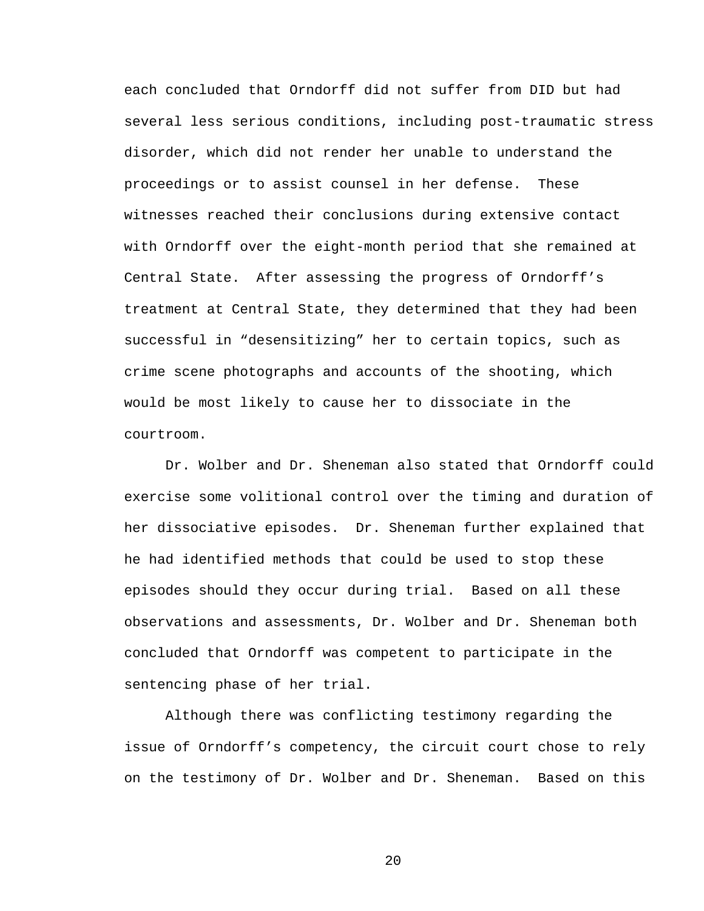each concluded that Orndorff did not suffer from DID but had several less serious conditions, including post-traumatic stress disorder, which did not render her unable to understand the proceedings or to assist counsel in her defense. These witnesses reached their conclusions during extensive contact with Orndorff over the eight-month period that she remained at Central State. After assessing the progress of Orndorff's treatment at Central State, they determined that they had been successful in "desensitizing" her to certain topics, such as crime scene photographs and accounts of the shooting, which would be most likely to cause her to dissociate in the courtroom.

Dr. Wolber and Dr. Sheneman also stated that Orndorff could exercise some volitional control over the timing and duration of her dissociative episodes. Dr. Sheneman further explained that he had identified methods that could be used to stop these episodes should they occur during trial. Based on all these observations and assessments, Dr. Wolber and Dr. Sheneman both concluded that Orndorff was competent to participate in the sentencing phase of her trial.

Although there was conflicting testimony regarding the issue of Orndorff's competency, the circuit court chose to rely on the testimony of Dr. Wolber and Dr. Sheneman. Based on this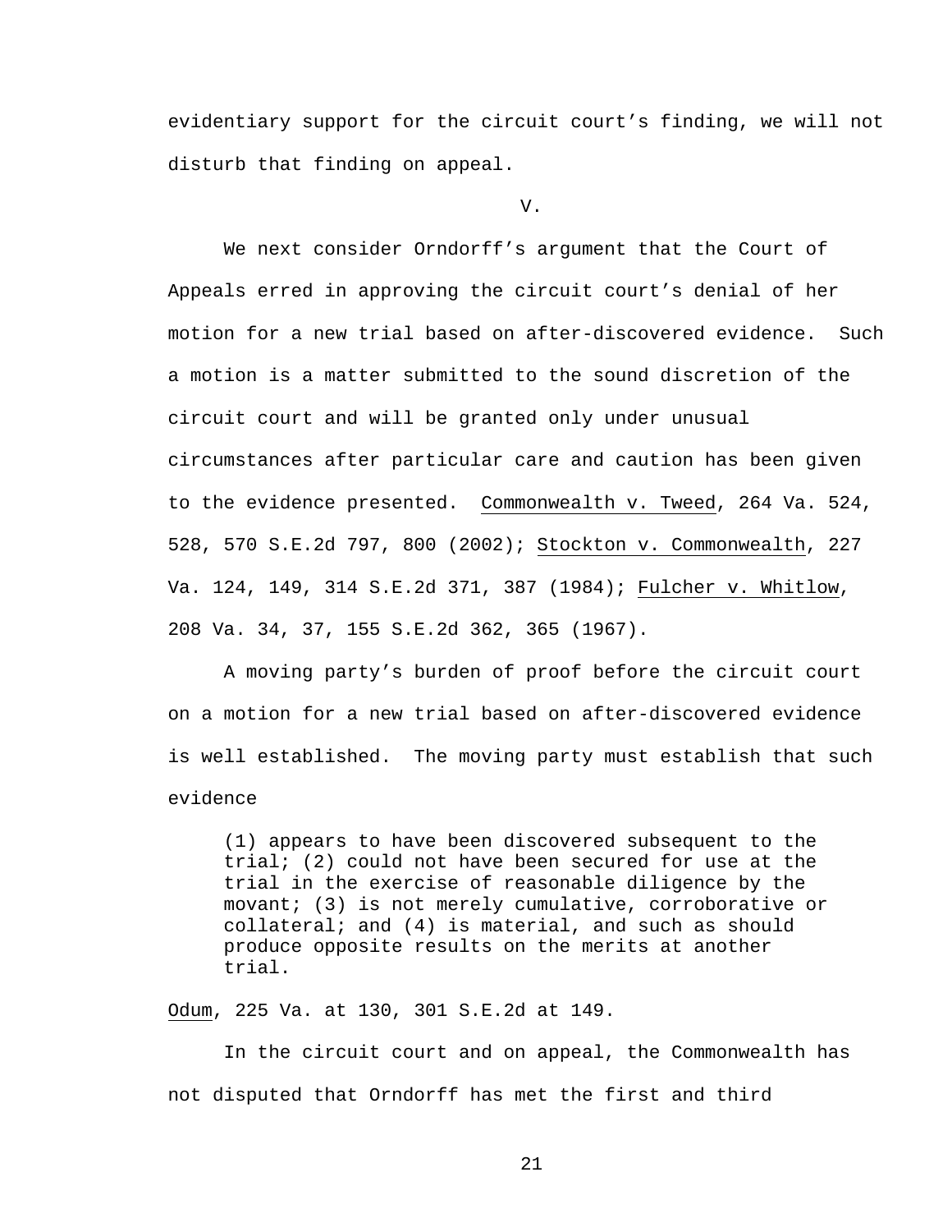evidentiary support for the circuit court's finding, we will not disturb that finding on appeal.

V.

We next consider Orndorff's argument that the Court of Appeals erred in approving the circuit court's denial of her motion for a new trial based on after-discovered evidence. Such a motion is a matter submitted to the sound discretion of the circuit court and will be granted only under unusual circumstances after particular care and caution has been given to the evidence presented. Commonwealth v. Tweed, 264 Va. 524, 528, 570 S.E.2d 797, 800 (2002); Stockton v. Commonwealth, 227 Va. 124, 149, 314 S.E.2d 371, 387 (1984); Fulcher v. Whitlow, 208 Va. 34, 37, 155 S.E.2d 362, 365 (1967).

A moving party's burden of proof before the circuit court on a motion for a new trial based on after-discovered evidence is well established. The moving party must establish that such evidence

> (1) appears to have been discovered subsequent to the trial; (2) could not have been secured for use at the trial in the exercise of reasonable diligence by the movant; (3) is not merely cumulative, corroborative or collateral; and (4) is material, and such as should produce opposite results on the merits at another trial.

Odum, 225 Va. at 130, 301 S.E.2d at 149.

In the circuit court and on appeal, the Commonwealth has not disputed that Orndorff has met the first and third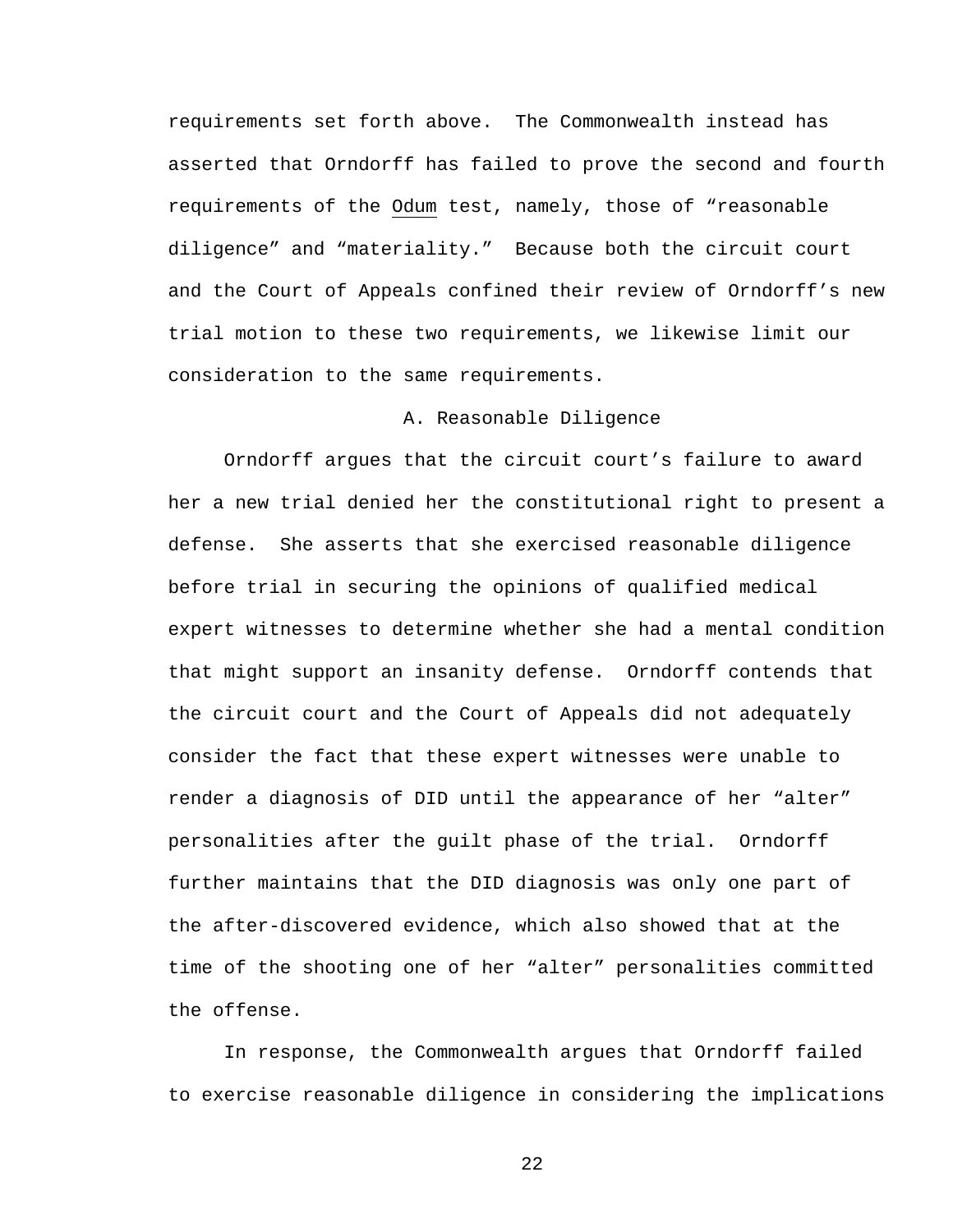requirements set forth above. The Commonwealth instead has asserted that Orndorff has failed to prove the second and fourth requirements of the Odum test, namely, those of "reasonable diligence" and "materiality." Because both the circuit court and the Court of Appeals confined their review of Orndorff's new trial motion to these two requirements, we likewise limit our consideration to the same requirements.

### A. Reasonable Diligence

Orndorff argues that the circuit court's failure to award her a new trial denied her the constitutional right to present a defense. She asserts that she exercised reasonable diligence before trial in securing the opinions of qualified medical expert witnesses to determine whether she had a mental condition that might support an insanity defense. Orndorff contends that the circuit court and the Court of Appeals did not adequately consider the fact that these expert witnesses were unable to render a diagnosis of DID until the appearance of her "alter" personalities after the guilt phase of the trial. Orndorff further maintains that the DID diagnosis was only one part of the after-discovered evidence, which also showed that at the time of the shooting one of her "alter" personalities committed the offense.

In response, the Commonwealth argues that Orndorff failed to exercise reasonable diligence in considering the implications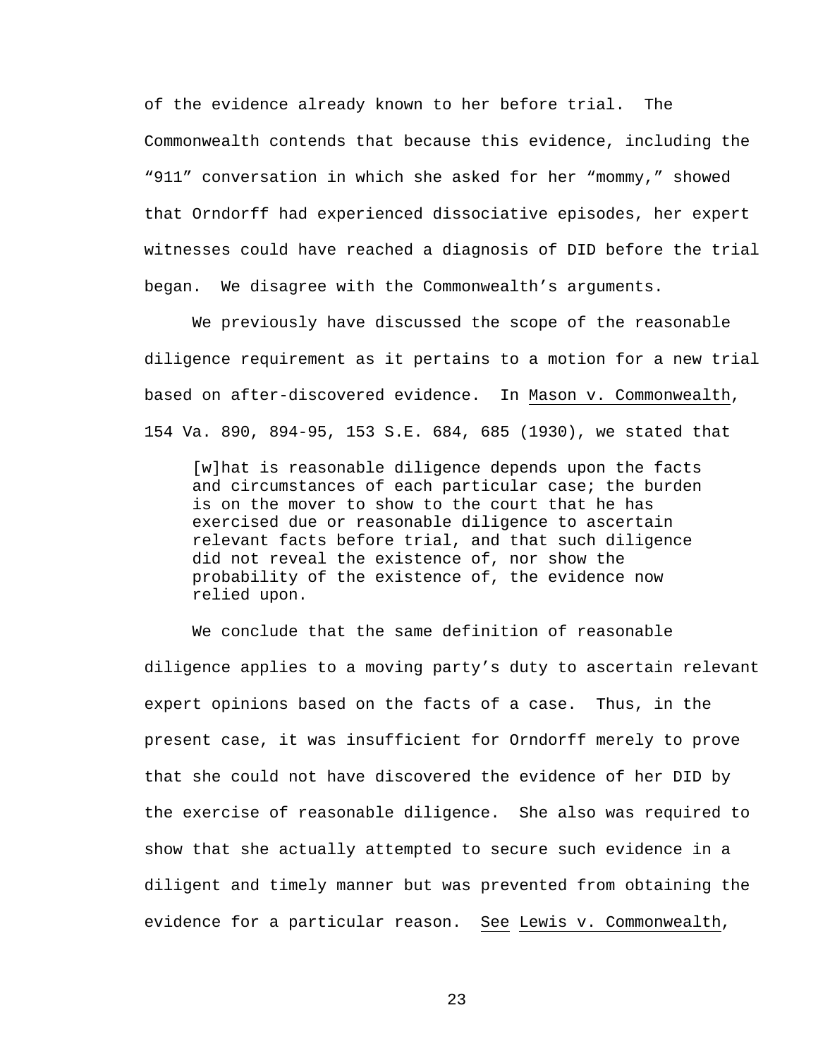of the evidence already known to her before trial. The Commonwealth contends that because this evidence, including the "911" conversation in which she asked for her "mommy," showed that Orndorff had experienced dissociative episodes, her expert witnesses could have reached a diagnosis of DID before the trial began. We disagree with the Commonwealth's arguments.

We previously have discussed the scope of the reasonable diligence requirement as it pertains to a motion for a new trial based on after-discovered evidence. In Mason v. Commonwealth, 154 Va. 890, 894-95, 153 S.E. 684, 685 (1930), we stated that

> [w]hat is reasonable diligence depends upon the facts and circumstances of each particular case; the burden is on the mover to show to the court that he has exercised due or reasonable diligence to ascertain relevant facts before trial, and that such diligence did not reveal the existence of, nor show the probability of the existence of, the evidence now relied upon.

We conclude that the same definition of reasonable diligence applies to a moving party's duty to ascertain relevant expert opinions based on the facts of a case. Thus, in the present case, it was insufficient for Orndorff merely to prove that she could not have discovered the evidence of her DID by the exercise of reasonable diligence. She also was required to show that she actually attempted to secure such evidence in a diligent and timely manner but was prevented from obtaining the evidence for a particular reason. See Lewis v. Commonwealth,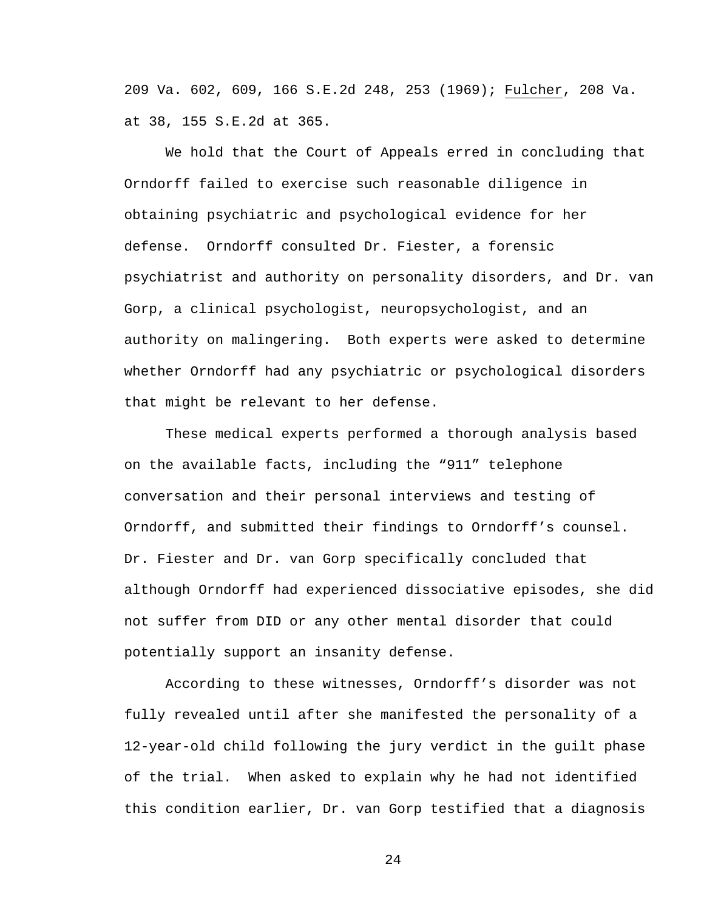209 Va. 602, 609, 166 S.E.2d 248, 253 (1969); Fulcher, 208 Va. at 38, 155 S.E.2d at 365.

We hold that the Court of Appeals erred in concluding that Orndorff failed to exercise such reasonable diligence in obtaining psychiatric and psychological evidence for her defense. Orndorff consulted Dr. Fiester, a forensic psychiatrist and authority on personality disorders, and Dr. van Gorp, a clinical psychologist, neuropsychologist, and an authority on malingering. Both experts were asked to determine whether Orndorff had any psychiatric or psychological disorders that might be relevant to her defense.

These medical experts performed a thorough analysis based on the available facts, including the "911" telephone conversation and their personal interviews and testing of Orndorff, and submitted their findings to Orndorff's counsel. Dr. Fiester and Dr. van Gorp specifically concluded that although Orndorff had experienced dissociative episodes, she did not suffer from DID or any other mental disorder that could potentially support an insanity defense.

According to these witnesses, Orndorff's disorder was not fully revealed until after she manifested the personality of a 12-year-old child following the jury verdict in the guilt phase of the trial. When asked to explain why he had not identified this condition earlier, Dr. van Gorp testified that a diagnosis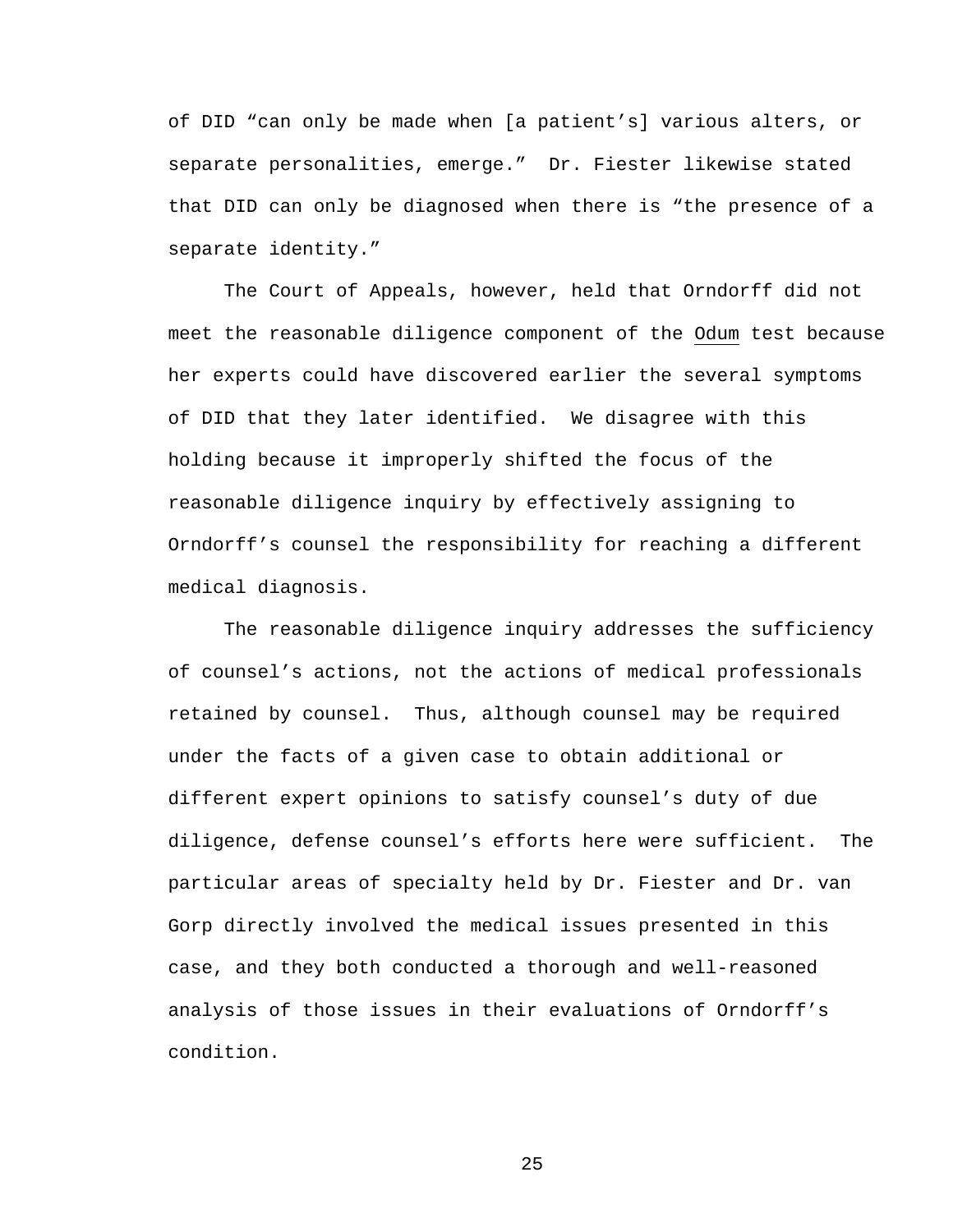of DID "can only be made when [a patient's] various alters, or separate personalities, emerge." Dr. Fiester likewise stated that DID can only be diagnosed when there is "the presence of a separate identity."

The Court of Appeals, however, held that Orndorff did not meet the reasonable diligence component of the Odum test because her experts could have discovered earlier the several symptoms of DID that they later identified. We disagree with this holding because it improperly shifted the focus of the reasonable diligence inquiry by effectively assigning to Orndorff's counsel the responsibility for reaching a different medical diagnosis.

The reasonable diligence inquiry addresses the sufficiency of counsel's actions, not the actions of medical professionals retained by counsel. Thus, although counsel may be required under the facts of a given case to obtain additional or different expert opinions to satisfy counsel's duty of due diligence, defense counsel's efforts here were sufficient. The particular areas of specialty held by Dr. Fiester and Dr. van Gorp directly involved the medical issues presented in this case, and they both conducted a thorough and well-reasoned analysis of those issues in their evaluations of Orndorff's condition.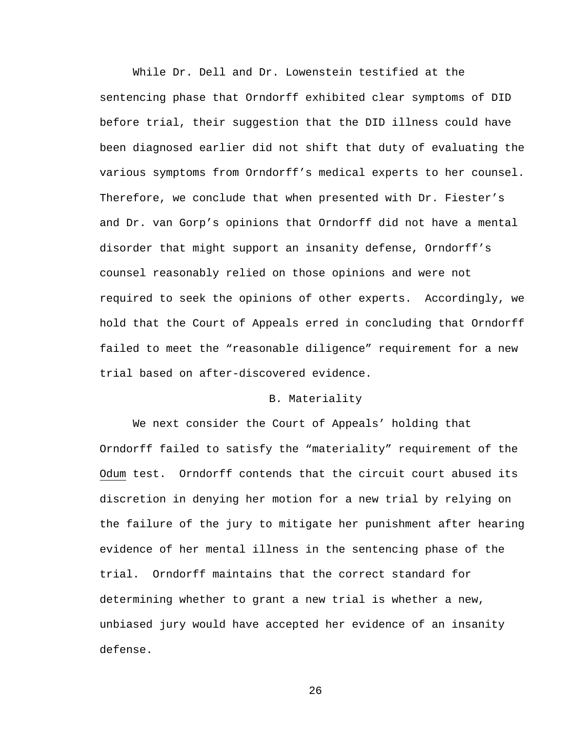While Dr. Dell and Dr. Lowenstein testified at the sentencing phase that Orndorff exhibited clear symptoms of DID before trial, their suggestion that the DID illness could have been diagnosed earlier did not shift that duty of evaluating the various symptoms from Orndorff's medical experts to her counsel. Therefore, we conclude that when presented with Dr. Fiester's and Dr. van Gorp's opinions that Orndorff did not have a mental disorder that might support an insanity defense, Orndorff's counsel reasonably relied on those opinions and were not required to seek the opinions of other experts. Accordingly, we hold that the Court of Appeals erred in concluding that Orndorff failed to meet the "reasonable diligence" requirement for a new trial based on after-discovered evidence.

### B. Materiality

We next consider the Court of Appeals' holding that Orndorff failed to satisfy the "materiality" requirement of the Odum test. Orndorff contends that the circuit court abused its discretion in denying her motion for a new trial by relying on the failure of the jury to mitigate her punishment after hearing evidence of her mental illness in the sentencing phase of the trial. Orndorff maintains that the correct standard for determining whether to grant a new trial is whether a new, unbiased jury would have accepted her evidence of an insanity defense.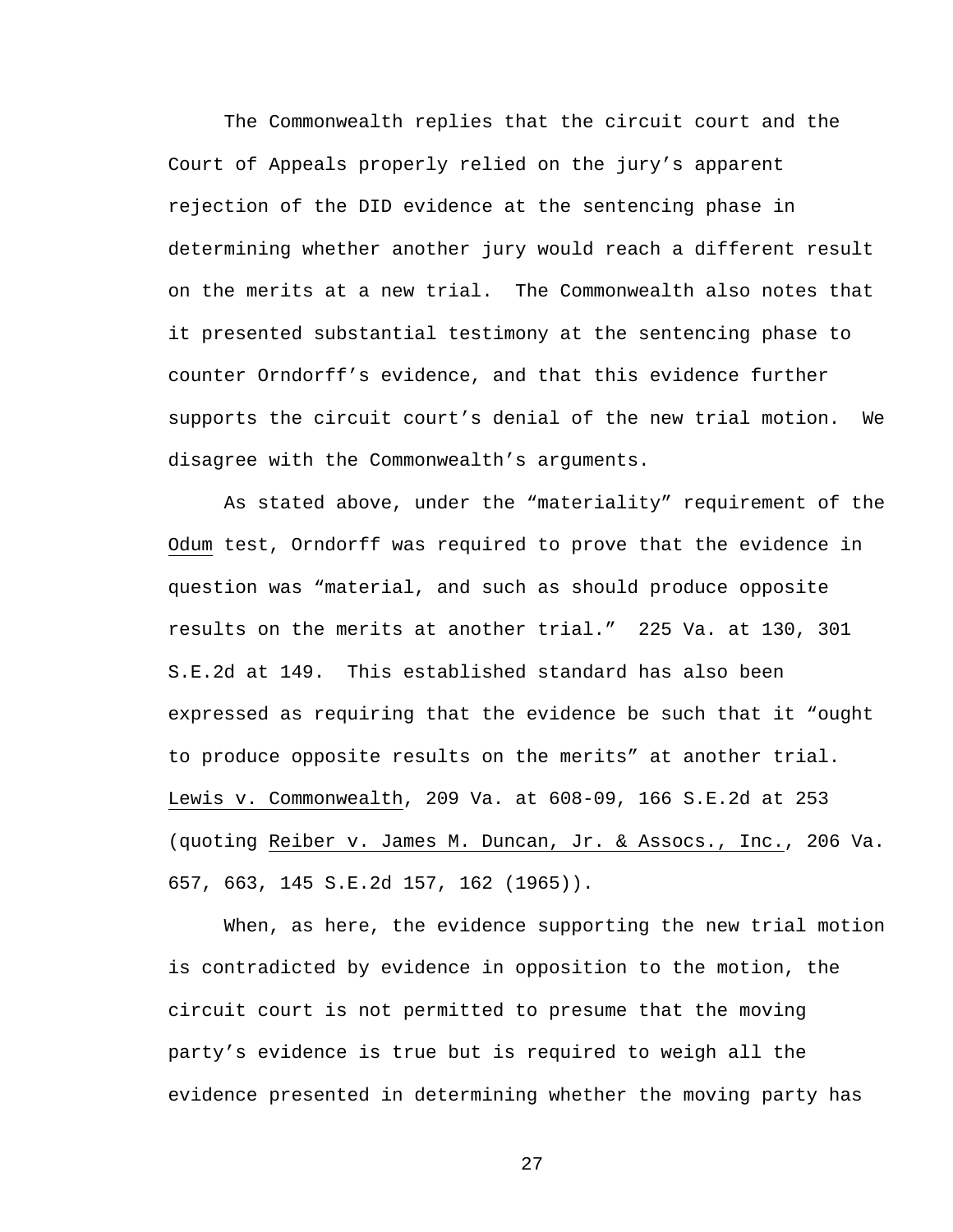The Commonwealth replies that the circuit court and the Court of Appeals properly relied on the jury's apparent rejection of the DID evidence at the sentencing phase in determining whether another jury would reach a different result on the merits at a new trial. The Commonwealth also notes that it presented substantial testimony at the sentencing phase to counter Orndorff's evidence, and that this evidence further supports the circuit court's denial of the new trial motion. We disagree with the Commonwealth's arguments.

As stated above, under the "materiality" requirement of the Odum test, Orndorff was required to prove that the evidence in question was "material, and such as should produce opposite results on the merits at another trial." 225 Va. at 130, 301 S.E.2d at 149. This established standard has also been expressed as requiring that the evidence be such that it "ought to produce opposite results on the merits" at another trial. Lewis v. Commonwealth, 209 Va. at 608-09, 166 S.E.2d at 253 (quoting Reiber v. James M. Duncan, Jr. & Assocs., Inc., 206 Va. 657, 663, 145 S.E.2d 157, 162 (1965)).

When, as here, the evidence supporting the new trial motion is contradicted by evidence in opposition to the motion, the circuit court is not permitted to presume that the moving party's evidence is true but is required to weigh all the evidence presented in determining whether the moving party has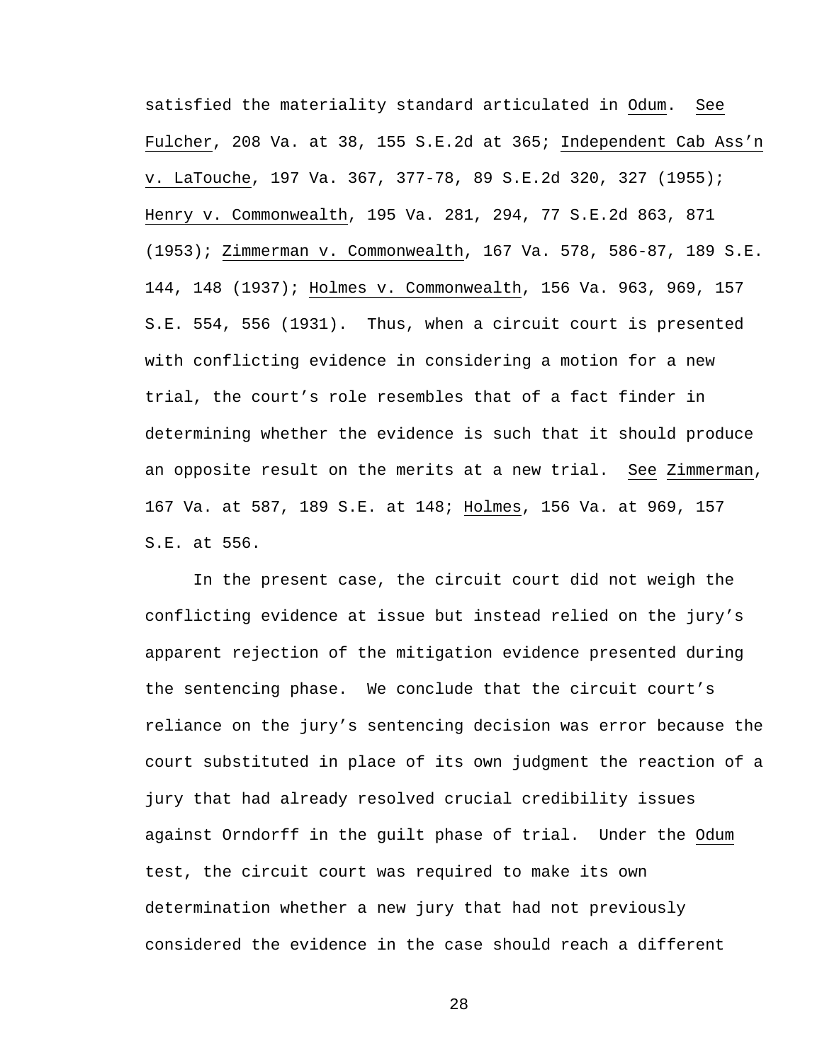satisfied the materiality standard articulated in Odum. See Fulcher, 208 Va. at 38, 155 S.E.2d at 365; Independent Cab Ass'n v. LaTouche, 197 Va. 367, 377-78, 89 S.E.2d 320, 327 (1955); Henry v. Commonwealth, 195 Va. 281, 294, 77 S.E.2d 863, 871 (1953); Zimmerman v. Commonwealth, 167 Va. 578, 586-87, 189 S.E. 144, 148 (1937); Holmes v. Commonwealth, 156 Va. 963, 969, 157 S.E. 554, 556 (1931). Thus, when a circuit court is presented with conflicting evidence in considering a motion for a new trial, the court's role resembles that of a fact finder in determining whether the evidence is such that it should produce an opposite result on the merits at a new trial. See Zimmerman, 167 Va. at 587, 189 S.E. at 148; Holmes, 156 Va. at 969, 157 S.E. at 556.

In the present case, the circuit court did not weigh the conflicting evidence at issue but instead relied on the jury's apparent rejection of the mitigation evidence presented during the sentencing phase. We conclude that the circuit court's reliance on the jury's sentencing decision was error because the court substituted in place of its own judgment the reaction of a jury that had already resolved crucial credibility issues against Orndorff in the guilt phase of trial. Under the Odum test, the circuit court was required to make its own determination whether a new jury that had not previously considered the evidence in the case should reach a different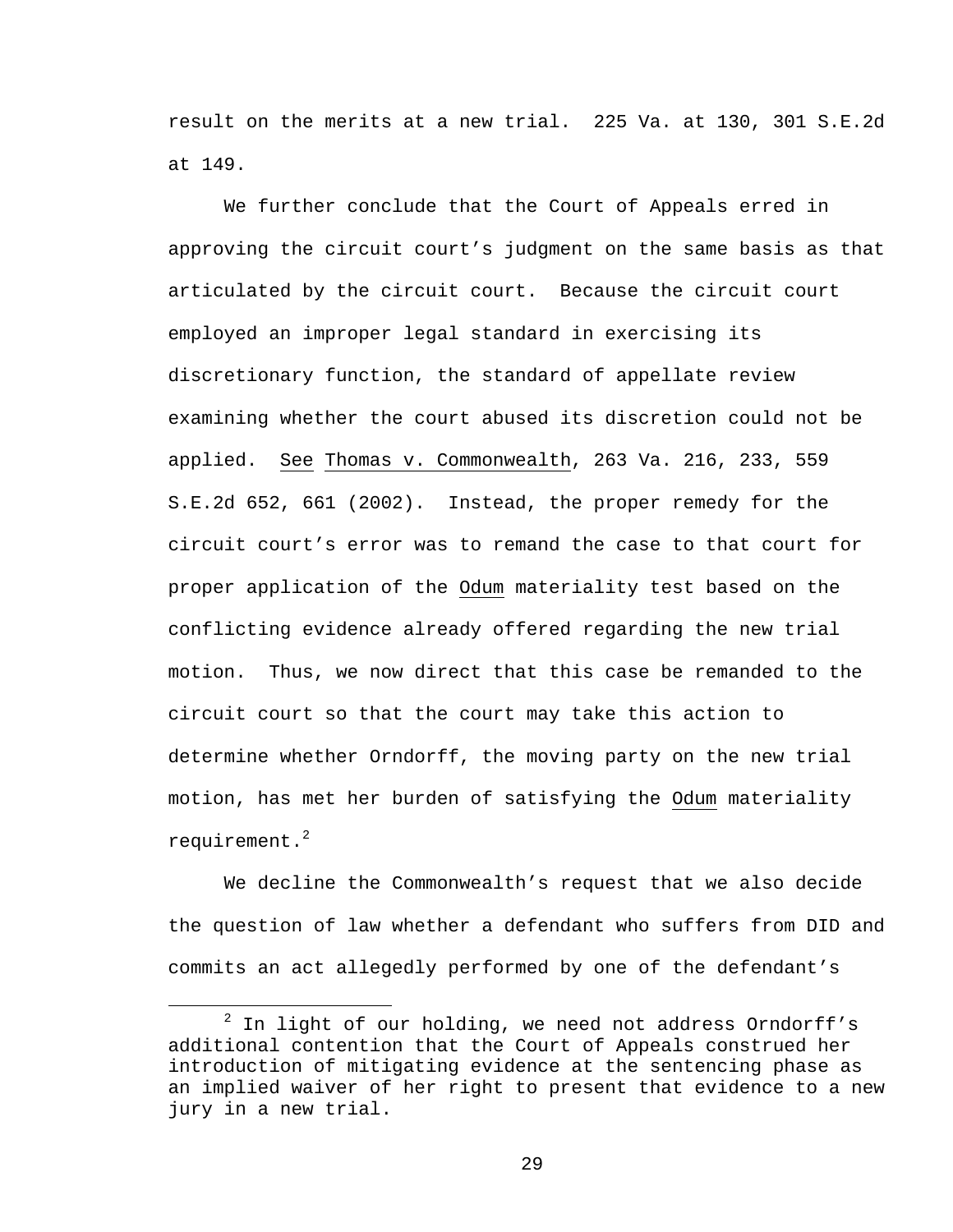result on the merits at a new trial. 225 Va. at 130, 301 S.E.2d at 149.

We further conclude that the Court of Appeals erred in approving the circuit court's judgment on the same basis as that articulated by the circuit court. Because the circuit court employed an improper legal standard in exercising its discretionary function, the standard of appellate review examining whether the court abused its discretion could not be applied. See Thomas v. Commonwealth, 263 Va. 216, 233, 559 S.E.2d 652, 661 (2002). Instead, the proper remedy for the circuit court's error was to remand the case to that court for proper application of the Odum materiality test based on the conflicting evidence already offered regarding the new trial motion. Thus, we now direct that this case be remanded to the circuit court so that the court may take this action to determine whether Orndorff, the moving party on the new trial motion, has met her burden of satisfying the Odum materiality requirement.[2]

We decline the Commonwealth's request that we also decide the question of law whether a defendant who suffers from DID and commits an act allegedly performed by one of the defendant's

[2] In light of our holding, we need not address Orndorff's additional contention that the Court of Appeals construed her introduction of mitigating evidence at the sentencing phase as an implied waiver of her right to present that evidence to a new jury in a new trial.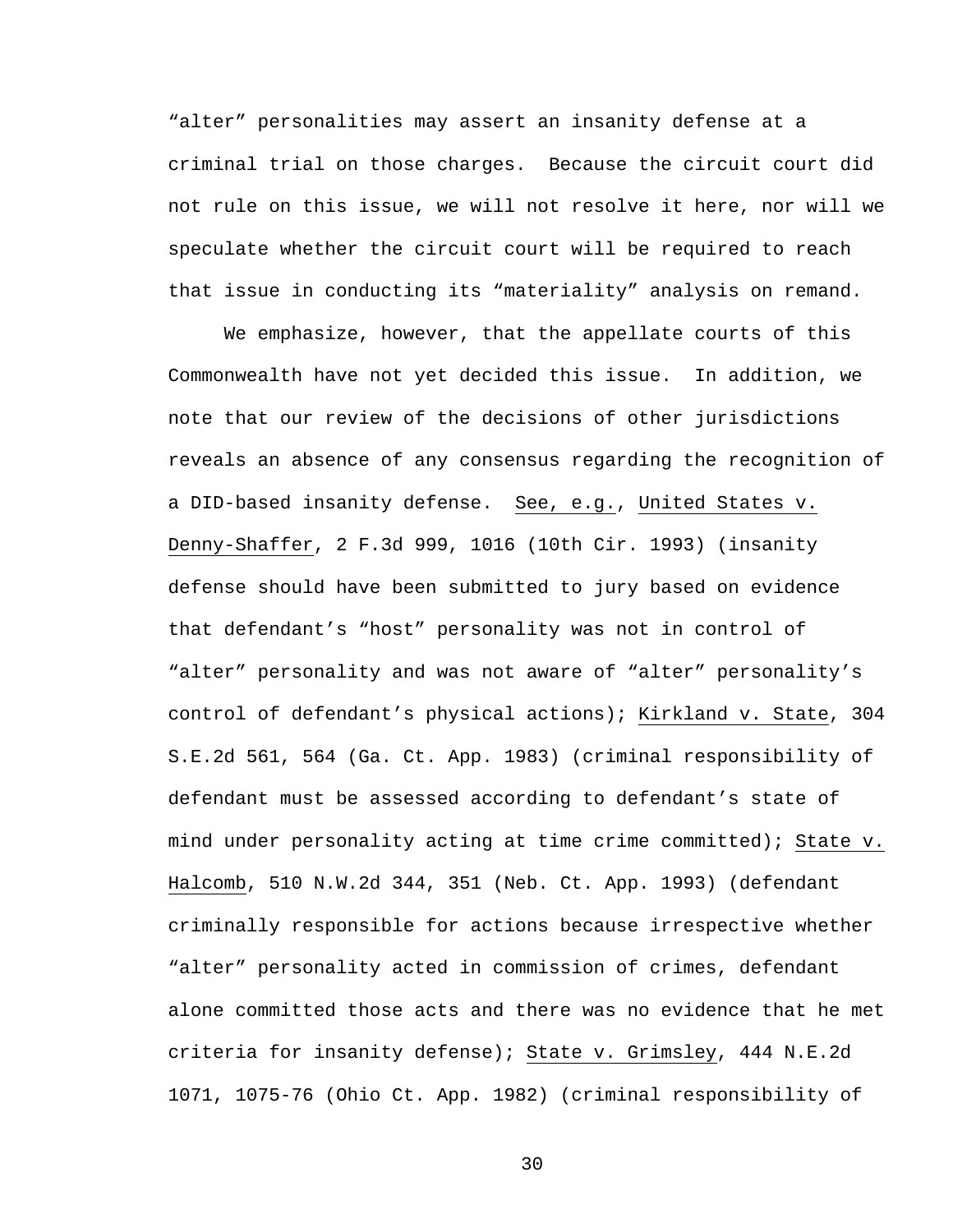"alter" personalities may assert an insanity defense at a criminal trial on those charges. Because the circuit court did not rule on this issue, we will not resolve it here, nor will we speculate whether the circuit court will be required to reach that issue in conducting its "materiality" analysis on remand.

We emphasize, however, that the appellate courts of this Commonwealth have not yet decided this issue. In addition, we note that our review of the decisions of other jurisdictions reveals an absence of any consensus regarding the recognition of a DID-based insanity defense. See, e.g., United States v. Denny-Shaffer, 2 F.3d 999, 1016 (10th Cir. 1993) (insanity defense should have been submitted to jury based on evidence that defendant's "host" personality was not in control of "alter" personality and was not aware of "alter" personality's control of defendant's physical actions); Kirkland v. State, 304 S.E.2d 561, 564 (Ga. Ct. App. 1983) (criminal responsibility of defendant must be assessed according to defendant's state of mind under personality acting at time crime committed); State v. Halcomb, 510 N.W.2d 344, 351 (Neb. Ct. App. 1993) (defendant criminally responsible for actions because irrespective whether "alter" personality acted in commission of crimes, defendant alone committed those acts and there was no evidence that he met criteria for insanity defense); State v. Grimsley, 444 N.E.2d 1071, 1075-76 (Ohio Ct. App. 1982) (criminal responsibility of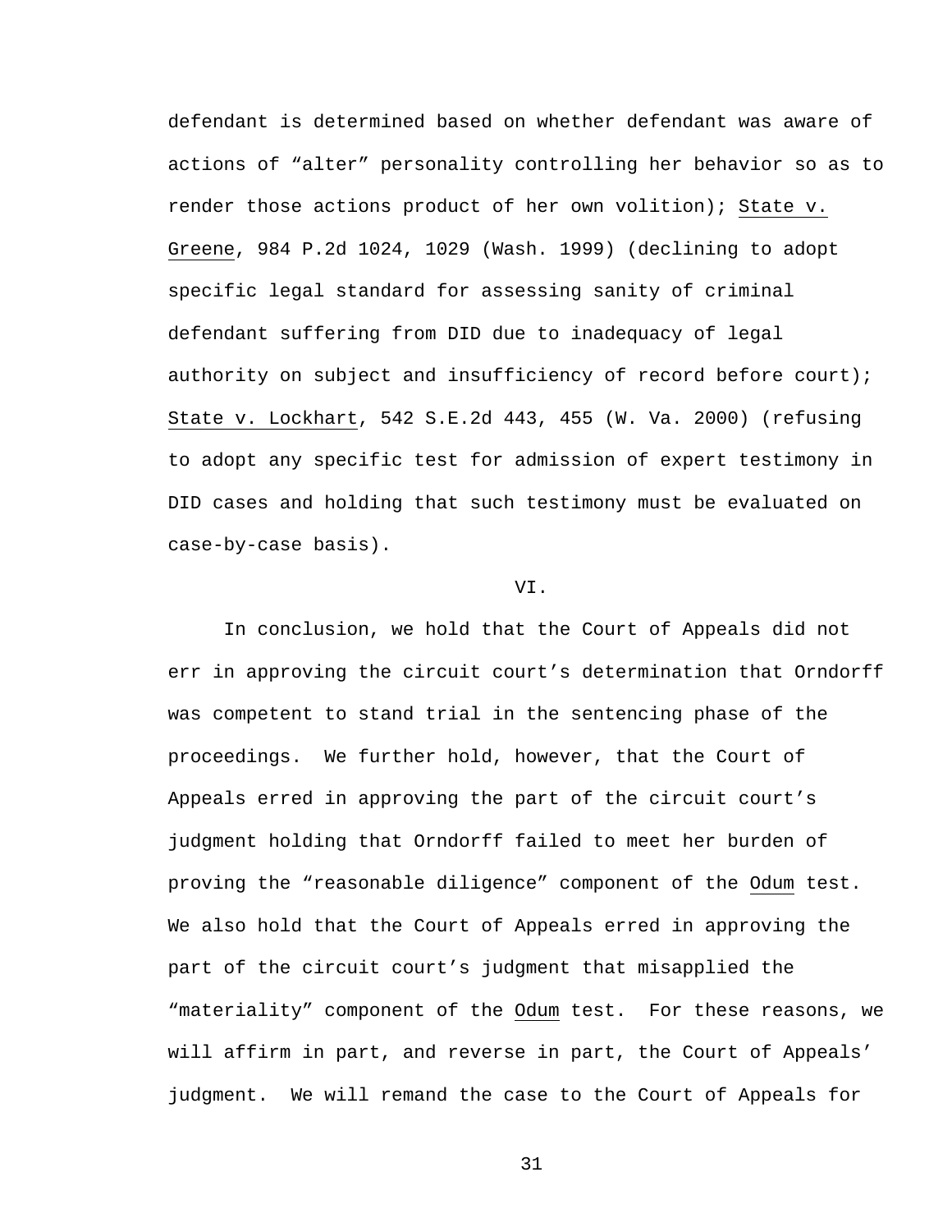defendant is determined based on whether defendant was aware of actions of "alter" personality controlling her behavior so as to render those actions product of her own volition); State v. Greene, 984 P.2d 1024, 1029 (Wash. 1999) (declining to adopt specific legal standard for assessing sanity of criminal defendant suffering from DID due to inadequacy of legal authority on subject and insufficiency of record before court); State v. Lockhart, 542 S.E.2d 443, 455 (W. Va. 2000) (refusing to adopt any specific test for admission of expert testimony in DID cases and holding that such testimony must be evaluated on case-by-case basis).

VI.

In conclusion, we hold that the Court of Appeals did not err in approving the circuit court's determination that Orndorff was competent to stand trial in the sentencing phase of the proceedings. We further hold, however, that the Court of Appeals erred in approving the part of the circuit court's judgment holding that Orndorff failed to meet her burden of proving the "reasonable diligence" component of the Odum test. We also hold that the Court of Appeals erred in approving the part of the circuit court's judgment that misapplied the "materiality" component of the Odum test. For these reasons, we will affirm in part, and reverse in part, the Court of Appeals' judgment. We will remand the case to the Court of Appeals for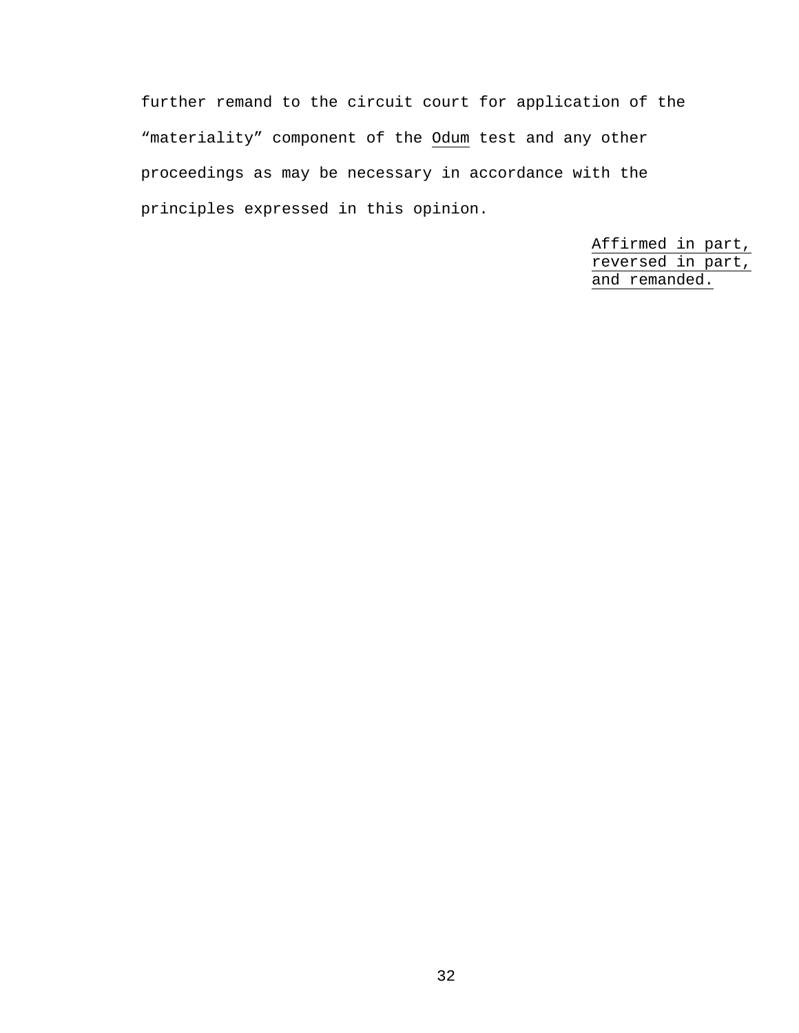further remand to the circuit court for application of the “materiality” component of the *Odum* test and any other proceedings as may be necessary in accordance with the principles expressed in this opinion.

*Affirmed in part, reversed in part, and remanded.*